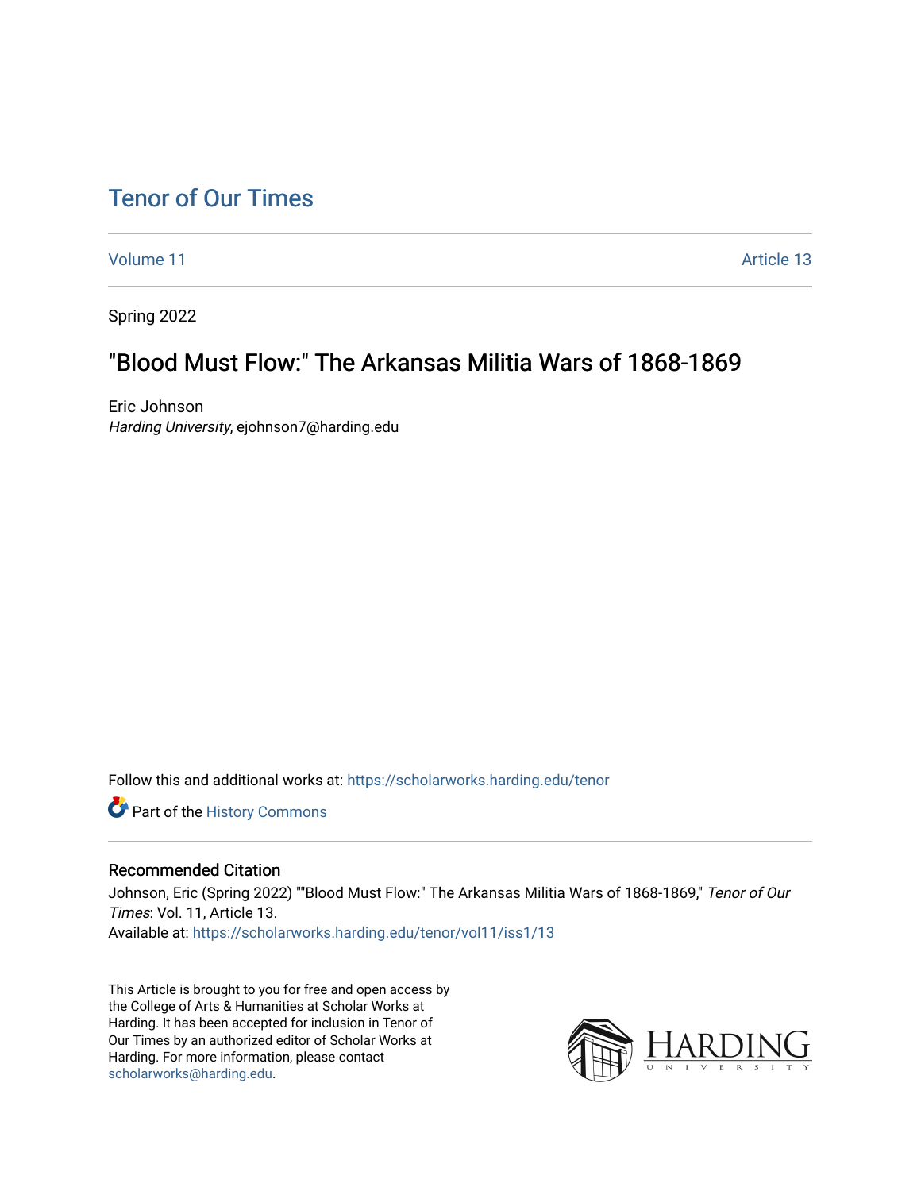# Tenor of Our Times

Volume 11 | Article 13

Spring 2022

## "Blood Must Flow:" The Arkansas Militia Wars of 1868-1869

Eric Johnson
*Harding University*, ejohnson7@harding.edu

Follow this and additional works at: https://scholarworks.harding.edu/tenor

Part of the History Commons

### Recommended Citation

Johnson, Eric (Spring 2022) ""Blood Must Flow:" The Arkansas Militia Wars of 1868-1869," *Tenor of Our Times*: Vol. 11, Article 13.
Available at: https://scholarworks.harding.edu/tenor/vol11/iss1/13

This Article is brought to you for free and open access by the College of Arts & Humanities at Scholar Works at Harding. It has been accepted for inclusion in Tenor of Our Times by an authorized editor of Scholar Works at Harding. For more information, please contact scholarworks@harding.edu.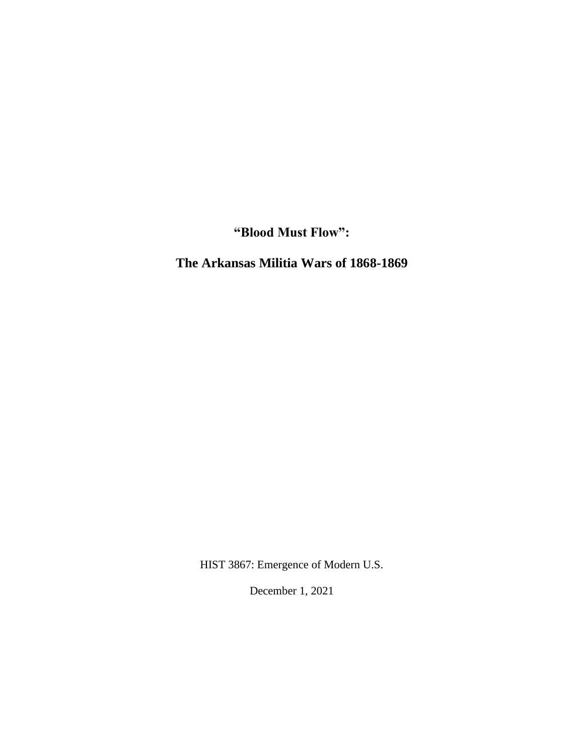# "Blood Must Flow":

# The Arkansas Militia Wars of 1868-1869

HIST 3867: Emergence of Modern U.S.

December 1, 2021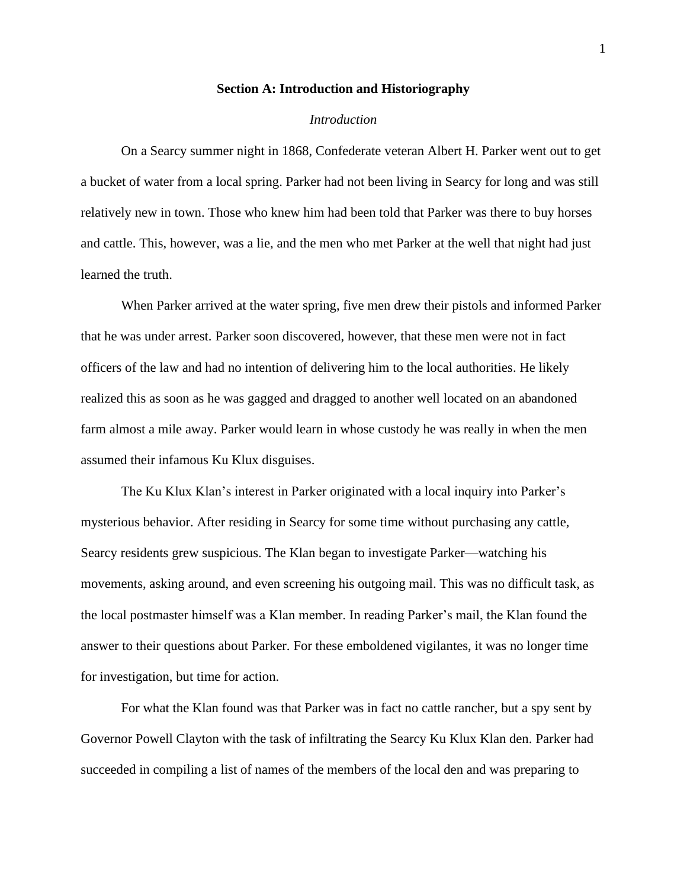## Section A: Introduction and Historiography

### *Introduction*

On a Searcy summer night in 1868, Confederate veteran Albert H. Parker went out to get a bucket of water from a local spring. Parker had not been living in Searcy for long and was still relatively new in town. Those who knew him had been told that Parker was there to buy horses and cattle. This, however, was a lie, and the men who met Parker at the well that night had just learned the truth.

When Parker arrived at the water spring, five men drew their pistols and informed Parker that he was under arrest. Parker soon discovered, however, that these men were not in fact officers of the law and had no intention of delivering him to the local authorities. He likely realized this as soon as he was gagged and dragged to another well located on an abandoned farm almost a mile away. Parker would learn in whose custody he was really in when the men assumed their infamous Ku Klux disguises.

The Ku Klux Klan's interest in Parker originated with a local inquiry into Parker's mysterious behavior. After residing in Searcy for some time without purchasing any cattle, Searcy residents grew suspicious. The Klan began to investigate Parker—watching his movements, asking around, and even screening his outgoing mail. This was no difficult task, as the local postmaster himself was a Klan member. In reading Parker's mail, the Klan found the answer to their questions about Parker. For these emboldened vigilantes, it was no longer time for investigation, but time for action.

For what the Klan found was that Parker was in fact no cattle rancher, but a spy sent by Governor Powell Clayton with the task of infiltrating the Searcy Ku Klux Klan den. Parker had succeeded in compiling a list of names of the members of the local den and was preparing to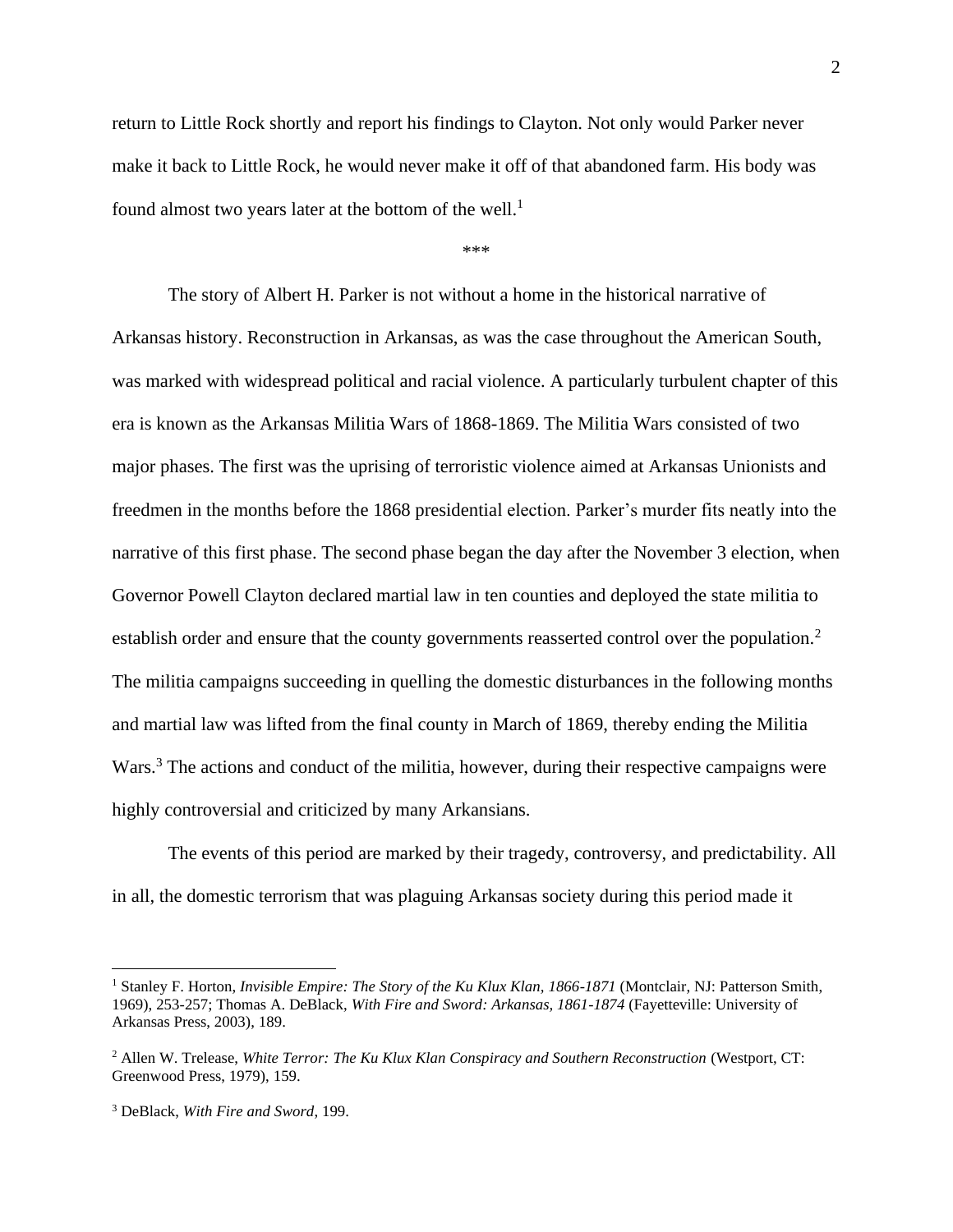return to Little Rock shortly and report his findings to Clayton. Not only would Parker never make it back to Little Rock, he would never make it off of that abandoned farm. His body was found almost two years later at the bottom of the well.[1]

\*\*\*

The story of Albert H. Parker is not without a home in the historical narrative of Arkansas history. Reconstruction in Arkansas, as was the case throughout the American South, was marked with widespread political and racial violence. A particularly turbulent chapter of this era is known as the Arkansas Militia Wars of 1868-1869. The Militia Wars consisted of two major phases. The first was the uprising of terroristic violence aimed at Arkansas Unionists and freedmen in the months before the 1868 presidential election. Parker's murder fits neatly into the narrative of this first phase. The second phase began the day after the November 3 election, when Governor Powell Clayton declared martial law in ten counties and deployed the state militia to establish order and ensure that the county governments reasserted control over the population.[2] The militia campaigns succeeding in quelling the domestic disturbances in the following months and martial law was lifted from the final county in March of 1869, thereby ending the Militia Wars.[3] The actions and conduct of the militia, however, during their respective campaigns were highly controversial and criticized by many Arkansians.

The events of this period are marked by their tragedy, controversy, and predictability. All in all, the domestic terrorism that was plaguing Arkansas society during this period made it

---

[1] Stanley F. Horton, *Invisible Empire: The Story of the Ku Klux Klan, 1866-1871* (Montclair, NJ: Patterson Smith, 1969), 253-257; Thomas A. DeBlack, *With Fire and Sword: Arkansas, 1861-1874* (Fayetteville: University of Arkansas Press, 2003), 189.

[2] Allen W. Trelease, *White Terror: The Ku Klux Klan Conspiracy and Southern Reconstruction* (Westport, CT: Greenwood Press, 1979), 159.

[3] DeBlack, *With Fire and Sword*, 199.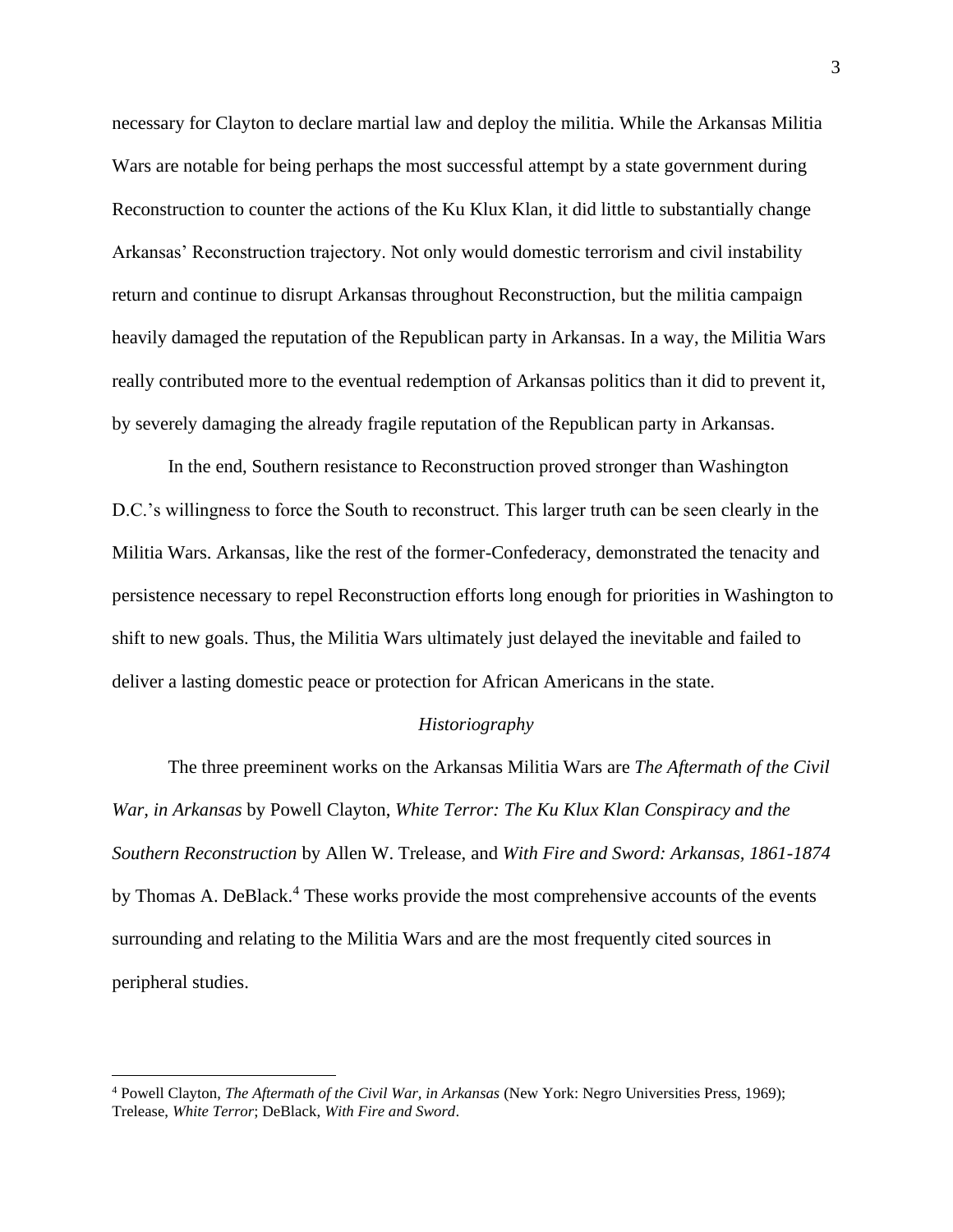necessary for Clayton to declare martial law and deploy the militia. While the Arkansas Militia Wars are notable for being perhaps the most successful attempt by a state government during Reconstruction to counter the actions of the Ku Klux Klan, it did little to substantially change Arkansas' Reconstruction trajectory. Not only would domestic terrorism and civil instability return and continue to disrupt Arkansas throughout Reconstruction, but the militia campaign heavily damaged the reputation of the Republican party in Arkansas. In a way, the Militia Wars really contributed more to the eventual redemption of Arkansas politics than it did to prevent it, by severely damaging the already fragile reputation of the Republican party in Arkansas.

In the end, Southern resistance to Reconstruction proved stronger than Washington D.C.'s willingness to force the South to reconstruct. This larger truth can be seen clearly in the Militia Wars. Arkansas, like the rest of the former-Confederacy, demonstrated the tenacity and persistence necessary to repel Reconstruction efforts long enough for priorities in Washington to shift to new goals. Thus, the Militia Wars ultimately just delayed the inevitable and failed to deliver a lasting domestic peace or protection for African Americans in the state.

### *Historiography*

The three preeminent works on the Arkansas Militia Wars are *The Aftermath of the Civil War, in Arkansas* by Powell Clayton, *White Terror: The Ku Klux Klan Conspiracy and the Southern Reconstruction* by Allen W. Trelease, and *With Fire and Sword: Arkansas, 1861-1874* by Thomas A. DeBlack.[4] These works provide the most comprehensive accounts of the events surrounding and relating to the Militia Wars and are the most frequently cited sources in peripheral studies.

---

[4] Powell Clayton, *The Aftermath of the Civil War, in Arkansas* (New York: Negro Universities Press, 1969); Trelease, *White Terror*; DeBlack, *With Fire and Sword*.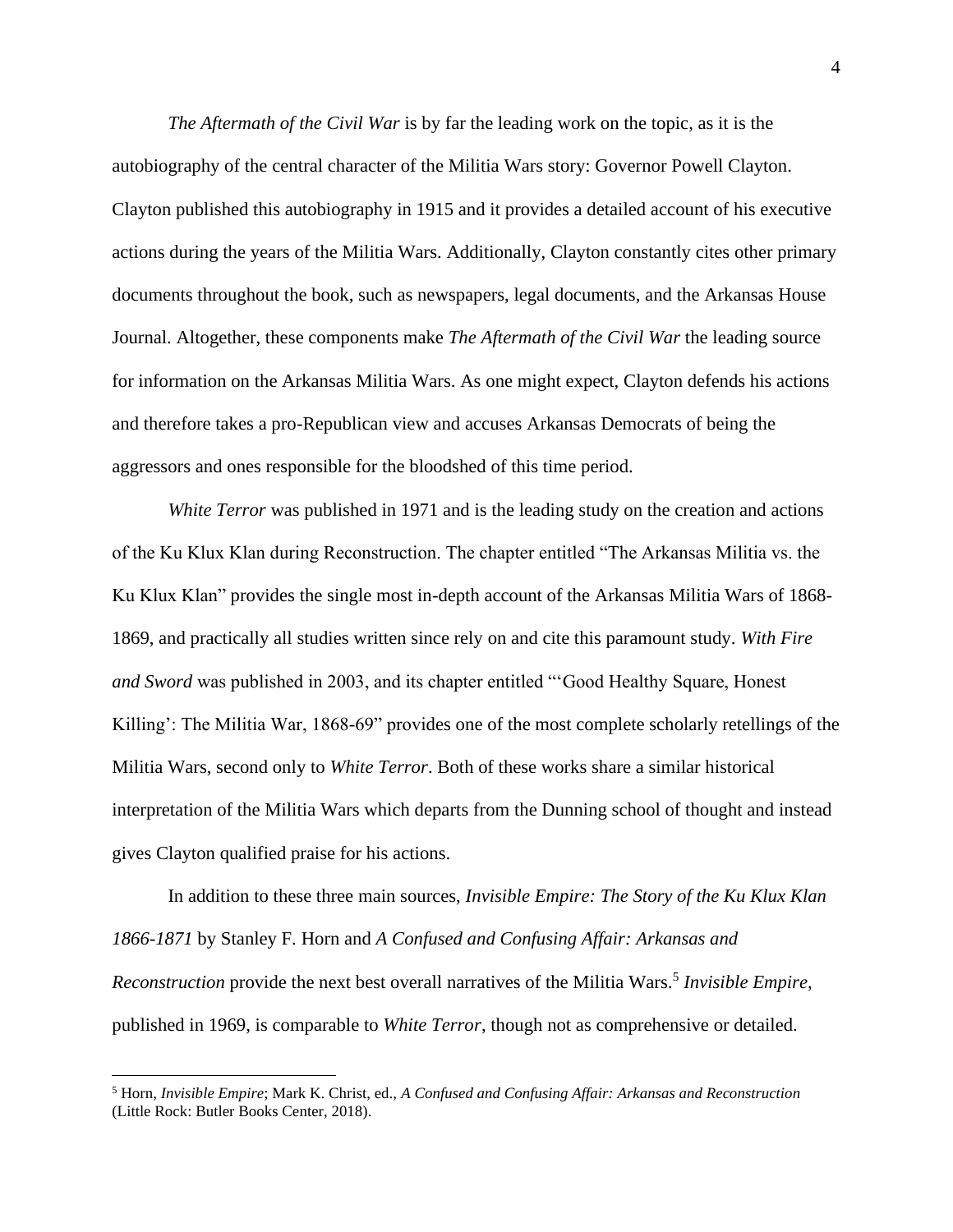*The Aftermath of the Civil War* is by far the leading work on the topic, as it is the autobiography of the central character of the Militia Wars story: Governor Powell Clayton. Clayton published this autobiography in 1915 and it provides a detailed account of his executive actions during the years of the Militia Wars. Additionally, Clayton constantly cites other primary documents throughout the book, such as newspapers, legal documents, and the Arkansas House Journal. Altogether, these components make *The Aftermath of the Civil War* the leading source for information on the Arkansas Militia Wars. As one might expect, Clayton defends his actions and therefore takes a pro-Republican view and accuses Arkansas Democrats of being the aggressors and ones responsible for the bloodshed of this time period.

*White Terror* was published in 1971 and is the leading study on the creation and actions of the Ku Klux Klan during Reconstruction. The chapter entitled "The Arkansas Militia vs. the Ku Klux Klan" provides the single most in-depth account of the Arkansas Militia Wars of 1868-1869, and practically all studies written since rely on and cite this paramount study. *With Fire and Sword* was published in 2003, and its chapter entitled "'Good Healthy Square, Honest Killing': The Militia War, 1868-69" provides one of the most complete scholarly retellings of the Militia Wars, second only to *White Terror*. Both of these works share a similar historical interpretation of the Militia Wars which departs from the Dunning school of thought and instead gives Clayton qualified praise for his actions.

In addition to these three main sources, *Invisible Empire: The Story of the Ku Klux Klan 1866-1871* by Stanley F. Horn and *A Confused and Confusing Affair: Arkansas and Reconstruction* provide the next best overall narratives of the Militia Wars.[5] *Invisible Empire*, published in 1969, is comparable to *White Terror*, though not as comprehensive or detailed.

[5] Horn, *Invisible Empire*; Mark K. Christ, ed., *A Confused and Confusing Affair: Arkansas and Reconstruction* (Little Rock: Butler Books Center, 2018).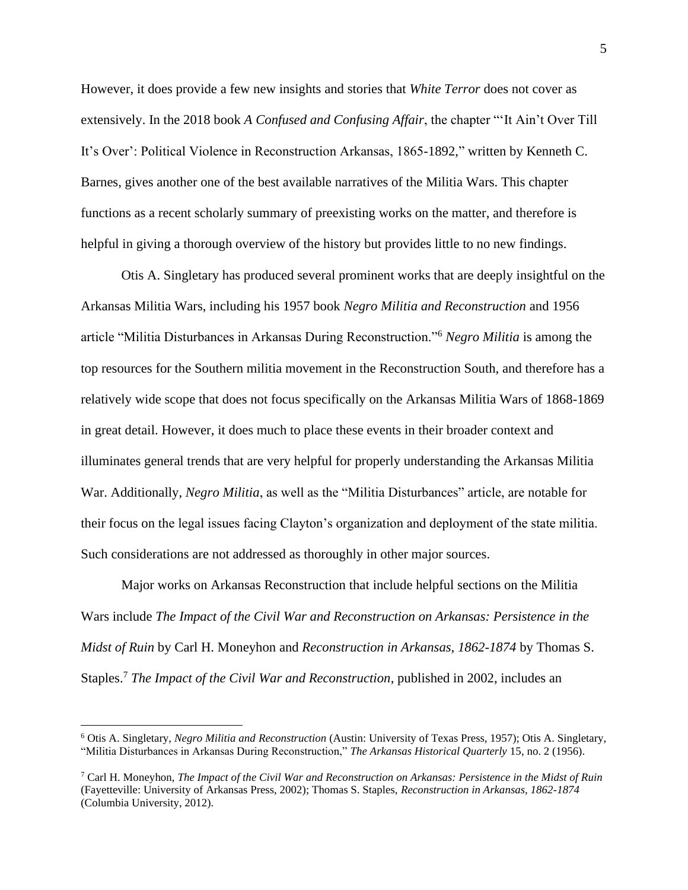However, it does provide a few new insights and stories that *White Terror* does not cover as extensively. In the 2018 book *A Confused and Confusing Affair*, the chapter "'It Ain't Over Till It's Over': Political Violence in Reconstruction Arkansas, 1865-1892," written by Kenneth C. Barnes, gives another one of the best available narratives of the Militia Wars. This chapter functions as a recent scholarly summary of preexisting works on the matter, and therefore is helpful in giving a thorough overview of the history but provides little to no new findings.

Otis A. Singletary has produced several prominent works that are deeply insightful on the Arkansas Militia Wars, including his 1957 book *Negro Militia and Reconstruction* and 1956 article "Militia Disturbances in Arkansas During Reconstruction."[6] *Negro Militia* is among the top resources for the Southern militia movement in the Reconstruction South, and therefore has a relatively wide scope that does not focus specifically on the Arkansas Militia Wars of 1868-1869 in great detail. However, it does much to place these events in their broader context and illuminates general trends that are very helpful for properly understanding the Arkansas Militia War. Additionally, *Negro Militia*, as well as the "Militia Disturbances" article, are notable for their focus on the legal issues facing Clayton's organization and deployment of the state militia. Such considerations are not addressed as thoroughly in other major sources.

Major works on Arkansas Reconstruction that include helpful sections on the Militia Wars include *The Impact of the Civil War and Reconstruction on Arkansas: Persistence in the Midst of Ruin* by Carl H. Moneyhon and *Reconstruction in Arkansas, 1862-1874* by Thomas S. Staples.[7] *The Impact of the Civil War and Reconstruction*, published in 2002, includes an

---

[6] Otis A. Singletary, *Negro Militia and Reconstruction* (Austin: University of Texas Press, 1957); Otis A. Singletary, "Militia Disturbances in Arkansas During Reconstruction," *The Arkansas Historical Quarterly* 15, no. 2 (1956).

[7] Carl H. Moneyhon, *The Impact of the Civil War and Reconstruction on Arkansas: Persistence in the Midst of Ruin* (Fayetteville: University of Arkansas Press, 2002); Thomas S. Staples, *Reconstruction in Arkansas, 1862-1874* (Columbia University, 2012).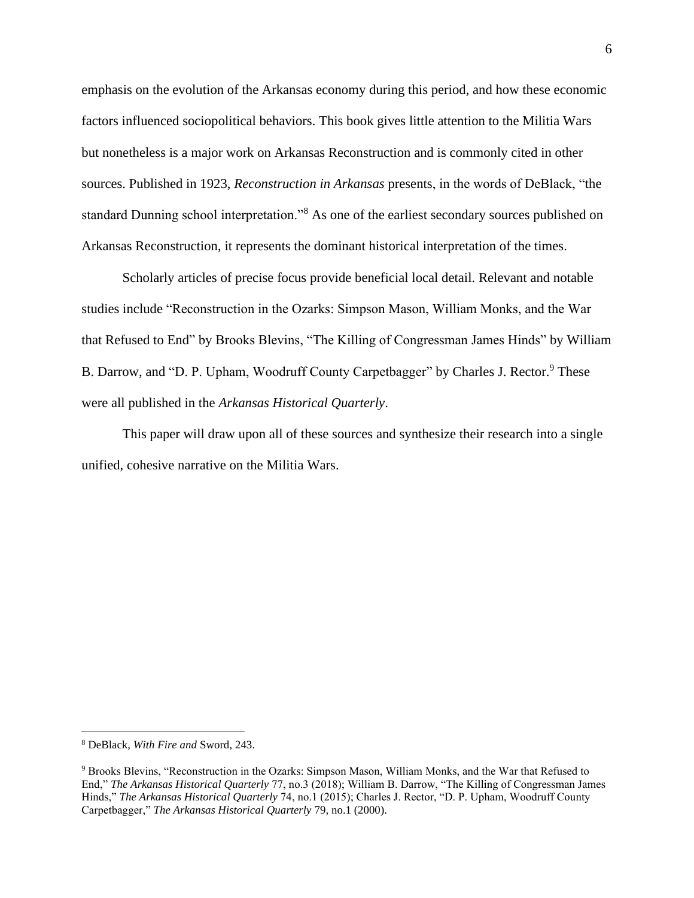emphasis on the evolution of the Arkansas economy during this period, and how these economic factors influenced sociopolitical behaviors. This book gives little attention to the Militia Wars but nonetheless is a major work on Arkansas Reconstruction and is commonly cited in other sources. Published in 1923, *Reconstruction in Arkansas* presents, in the words of DeBlack, "the standard Dunning school interpretation."[8] As one of the earliest secondary sources published on Arkansas Reconstruction, it represents the dominant historical interpretation of the times.

Scholarly articles of precise focus provide beneficial local detail. Relevant and notable studies include "Reconstruction in the Ozarks: Simpson Mason, William Monks, and the War that Refused to End" by Brooks Blevins, "The Killing of Congressman James Hinds" by William B. Darrow, and "D. P. Upham, Woodruff County Carpetbagger" by Charles J. Rector.[9] These were all published in the *Arkansas Historical Quarterly*.

This paper will draw upon all of these sources and synthesize their research into a single unified, cohesive narrative on the Militia Wars.

---

[8] DeBlack, *With Fire and* Sword, 243.

[9] Brooks Blevins, "Reconstruction in the Ozarks: Simpson Mason, William Monks, and the War that Refused to End," *The Arkansas Historical Quarterly* 77, no.3 (2018); William B. Darrow, "The Killing of Congressman James Hinds," *The Arkansas Historical Quarterly* 74, no.1 (2015); Charles J. Rector, "D. P. Upham, Woodruff County Carpetbagger," *The Arkansas Historical Quarterly* 79, no.1 (2000).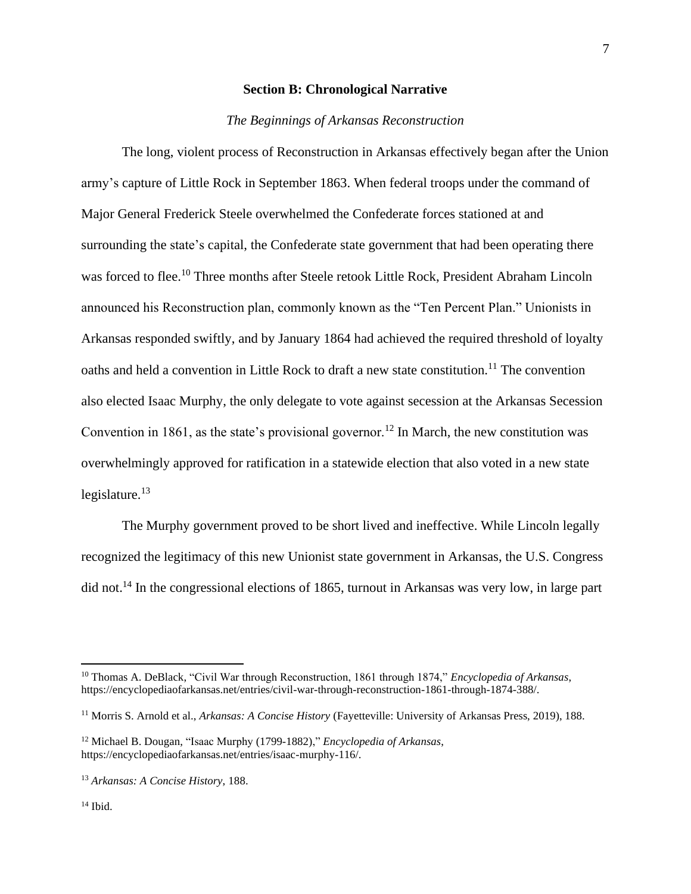## Section B: Chronological Narrative

### *The Beginnings of Arkansas Reconstruction*

The long, violent process of Reconstruction in Arkansas effectively began after the Union army's capture of Little Rock in September 1863. When federal troops under the command of Major General Frederick Steele overwhelmed the Confederate forces stationed at and surrounding the state's capital, the Confederate state government that had been operating there was forced to flee.[10] Three months after Steele retook Little Rock, President Abraham Lincoln announced his Reconstruction plan, commonly known as the "Ten Percent Plan." Unionists in Arkansas responded swiftly, and by January 1864 had achieved the required threshold of loyalty oaths and held a convention in Little Rock to draft a new state constitution.[11] The convention also elected Isaac Murphy, the only delegate to vote against secession at the Arkansas Secession Convention in 1861, as the state's provisional governor.[12] In March, the new constitution was overwhelmingly approved for ratification in a statewide election that also voted in a new state legislature.[13]

The Murphy government proved to be short lived and ineffective. While Lincoln legally recognized the legitimacy of this new Unionist state government in Arkansas, the U.S. Congress did not.[14] In the congressional elections of 1865, turnout in Arkansas was very low, in large part

---

[10] Thomas A. DeBlack, "Civil War through Reconstruction, 1861 through 1874," *Encyclopedia of Arkansas*, https://encyclopediaofarkansas.net/entries/civil-war-through-reconstruction-1861-through-1874-388/.

[11] Morris S. Arnold et al., *Arkansas: A Concise History* (Fayetteville: University of Arkansas Press, 2019), 188.

[12] Michael B. Dougan, "Isaac Murphy (1799-1882)," *Encyclopedia of Arkansas*, https://encyclopediaofarkansas.net/entries/isaac-murphy-116/.

[13] *Arkansas: A Concise History*, 188.

[14] Ibid.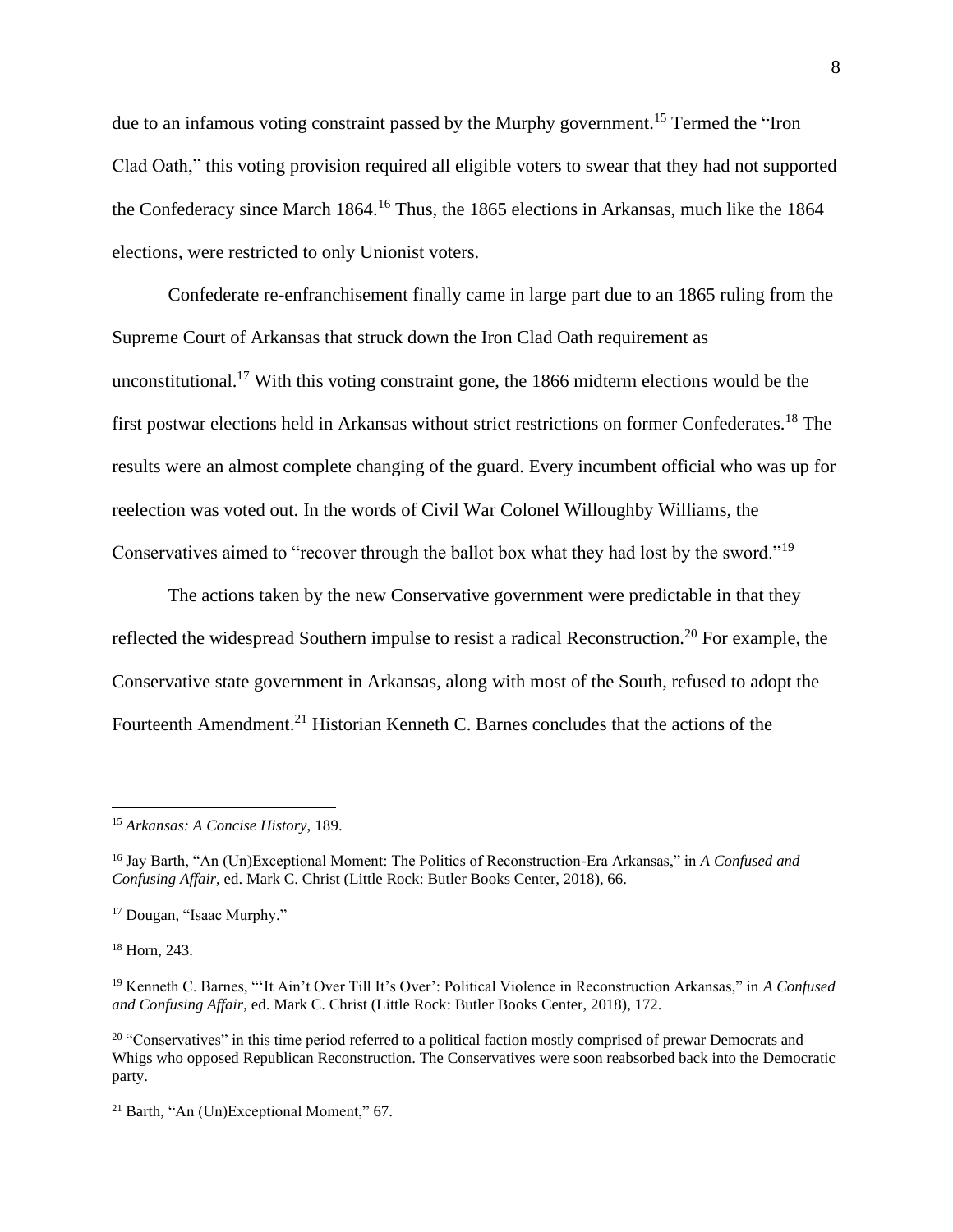due to an infamous voting constraint passed by the Murphy government.[15] Termed the "Iron Clad Oath," this voting provision required all eligible voters to swear that they had not supported the Confederacy since March 1864.[16] Thus, the 1865 elections in Arkansas, much like the 1864 elections, were restricted to only Unionist voters.

Confederate re-enfranchisement finally came in large part due to an 1865 ruling from the Supreme Court of Arkansas that struck down the Iron Clad Oath requirement as unconstitutional.[17] With this voting constraint gone, the 1866 midterm elections would be the first postwar elections held in Arkansas without strict restrictions on former Confederates.[18] The results were an almost complete changing of the guard. Every incumbent official who was up for reelection was voted out. In the words of Civil War Colonel Willoughby Williams, the Conservatives aimed to "recover through the ballot box what they had lost by the sword."[19]

The actions taken by the new Conservative government were predictable in that they reflected the widespread Southern impulse to resist a radical Reconstruction.[20] For example, the Conservative state government in Arkansas, along with most of the South, refused to adopt the Fourteenth Amendment.[21] Historian Kenneth C. Barnes concludes that the actions of the

---

[15] *Arkansas: A Concise History*, 189.

[16] Jay Barth, "An (Un)Exceptional Moment: The Politics of Reconstruction-Era Arkansas," in *A Confused and Confusing Affair*, ed. Mark C. Christ (Little Rock: Butler Books Center, 2018), 66.

[17] Dougan, "Isaac Murphy."

[18] Horn, 243.

[19] Kenneth C. Barnes, "'It Ain't Over Till It's Over': Political Violence in Reconstruction Arkansas," in *A Confused and Confusing Affair*, ed. Mark C. Christ (Little Rock: Butler Books Center, 2018), 172.

[20] "Conservatives" in this time period referred to a political faction mostly comprised of prewar Democrats and Whigs who opposed Republican Reconstruction. The Conservatives were soon reabsorbed back into the Democratic party.

[21] Barth, "An (Un)Exceptional Moment," 67.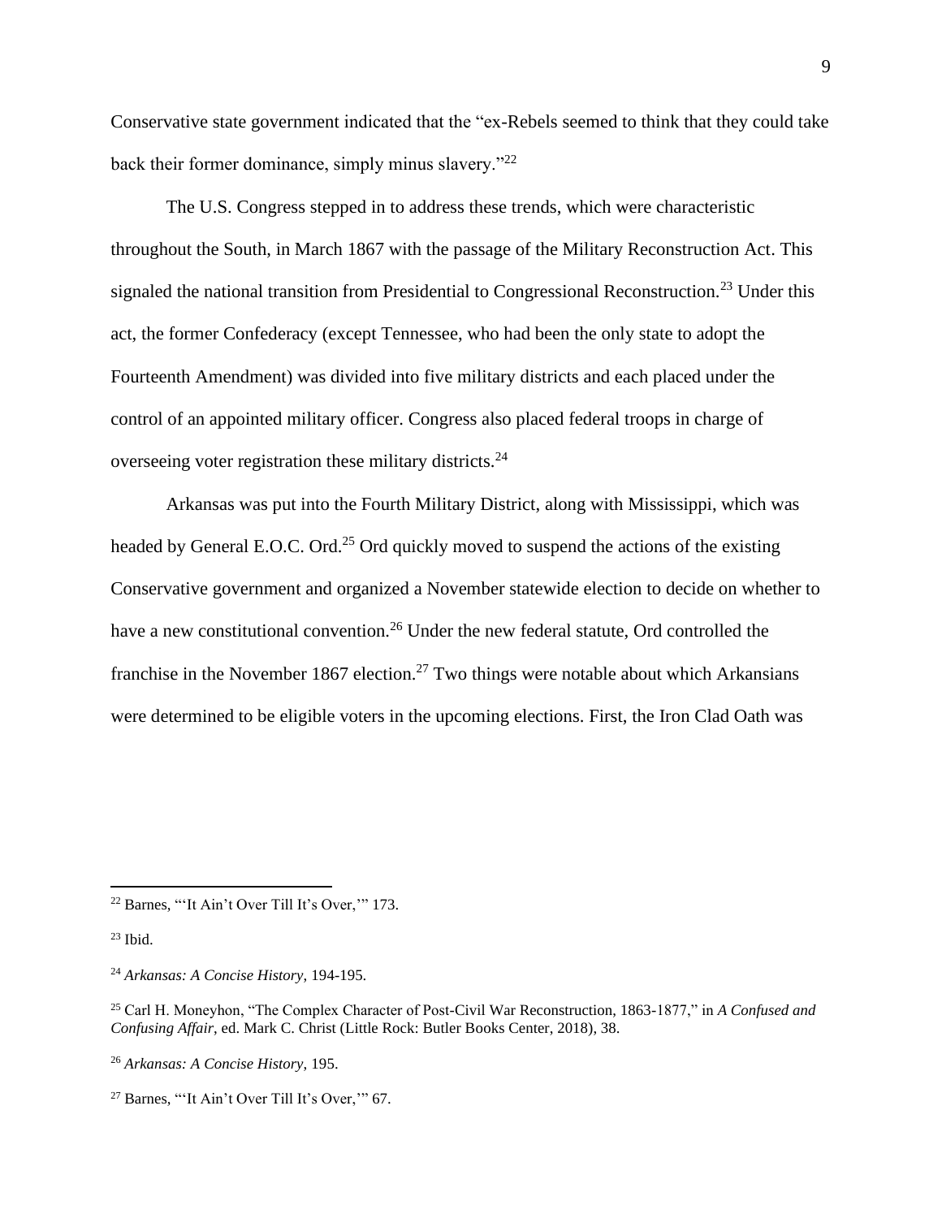Conservative state government indicated that the "ex-Rebels seemed to think that they could take back their former dominance, simply minus slavery."[22]

The U.S. Congress stepped in to address these trends, which were characteristic throughout the South, in March 1867 with the passage of the Military Reconstruction Act. This signaled the national transition from Presidential to Congressional Reconstruction.[23] Under this act, the former Confederacy (except Tennessee, who had been the only state to adopt the Fourteenth Amendment) was divided into five military districts and each placed under the control of an appointed military officer. Congress also placed federal troops in charge of overseeing voter registration these military districts.[24]

Arkansas was put into the Fourth Military District, along with Mississippi, which was headed by General E.O.C. Ord.[25] Ord quickly moved to suspend the actions of the existing Conservative government and organized a November statewide election to decide on whether to have a new constitutional convention.[26] Under the new federal statute, Ord controlled the franchise in the November 1867 election.[27] Two things were notable about which Arkansans were determined to be eligible voters in the upcoming elections. First, the Iron Clad Oath was

---

[22] Barnes, "'It Ain't Over Till It's Over,'" 173.

[23] Ibid.

[24] *Arkansas: A Concise History*, 194-195.

[25] Carl H. Moneyhon, "The Complex Character of Post-Civil War Reconstruction, 1863-1877," in *A Confused and Confusing Affair*, ed. Mark C. Christ (Little Rock: Butler Books Center, 2018), 38.

[26] *Arkansas: A Concise History*, 195.

[27] Barnes, "'It Ain't Over Till It's Over,'" 67.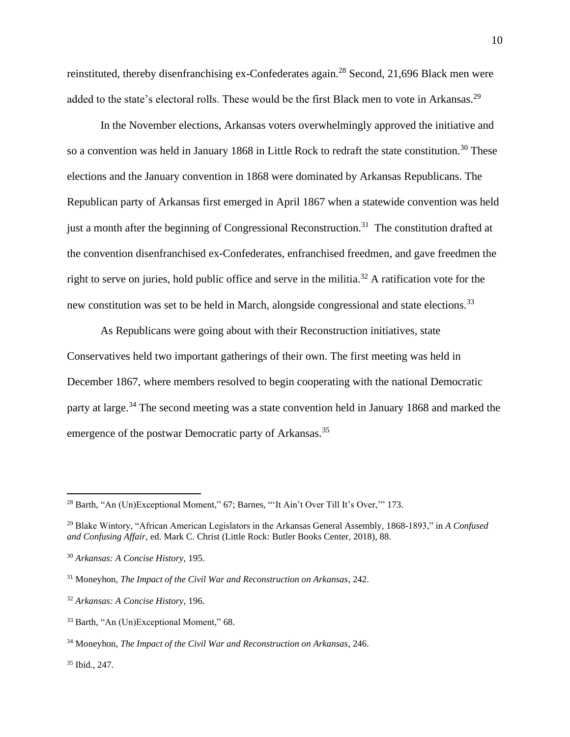reinstituted, thereby disenfranchising ex-Confederates again.[28] Second, 21,696 Black men were added to the state's electoral rolls. These would be the first Black men to vote in Arkansas.[29]

In the November elections, Arkansas voters overwhelmingly approved the initiative and so a convention was held in January 1868 in Little Rock to redraft the state constitution.[30] These elections and the January convention in 1868 were dominated by Arkansas Republicans. The Republican party of Arkansas first emerged in April 1867 when a statewide convention was held just a month after the beginning of Congressional Reconstruction.[31] The constitution drafted at the convention disenfranchised ex-Confederates, enfranchised freedmen, and gave freedmen the right to serve on juries, hold public office and serve in the militia.[32] A ratification vote for the new constitution was set to be held in March, alongside congressional and state elections.[33]

As Republicans were going about with their Reconstruction initiatives, state Conservatives held two important gatherings of their own. The first meeting was held in December 1867, where members resolved to begin cooperating with the national Democratic party at large.[34] The second meeting was a state convention held in January 1868 and marked the emergence of the postwar Democratic party of Arkansas.[35]

---

[28] Barth, "An (Un)Exceptional Moment," 67; Barnes, "'It Ain't Over Till It's Over,'" 173.

[29] Blake Wintory, "African American Legislators in the Arkansas General Assembly, 1868-1893," in *A Confused and Confusing Affair*, ed. Mark C. Christ (Little Rock: Butler Books Center, 2018), 88.

[30] *Arkansas: A Concise History*, 195.

[31] Moneyhon, *The Impact of the Civil War and Reconstruction on Arkansas*, 242.

[32] *Arkansas: A Concise History*, 196.

[33] Barth, "An (Un)Exceptional Moment," 68.

[34] Moneyhon, *The Impact of the Civil War and Reconstruction on Arkansas*, 246.

[35] Ibid., 247.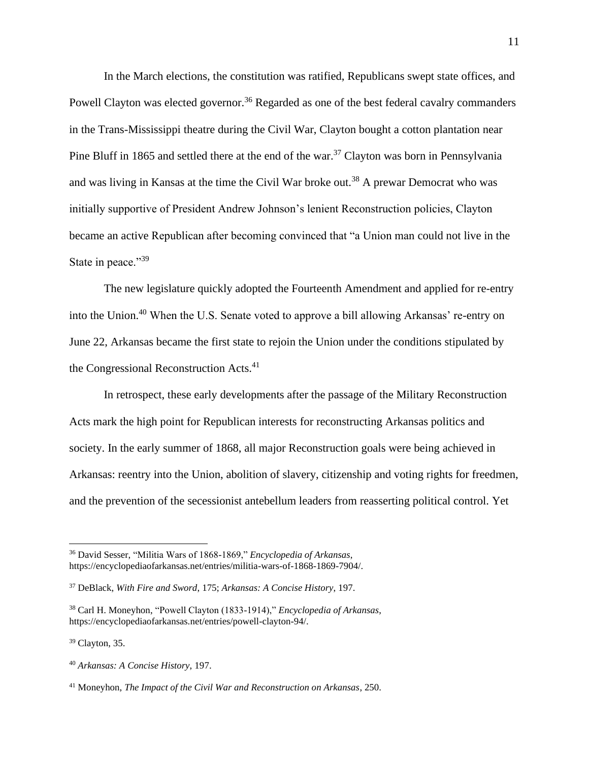In the March elections, the constitution was ratified, Republicans swept state offices, and Powell Clayton was elected governor.[36] Regarded as one of the best federal cavalry commanders in the Trans-Mississippi theatre during the Civil War, Clayton bought a cotton plantation near Pine Bluff in 1865 and settled there at the end of the war.[37] Clayton was born in Pennsylvania and was living in Kansas at the time the Civil War broke out.[38] A prewar Democrat who was initially supportive of President Andrew Johnson's lenient Reconstruction policies, Clayton became an active Republican after becoming convinced that "a Union man could not live in the State in peace."[39]

The new legislature quickly adopted the Fourteenth Amendment and applied for re-entry into the Union.[40] When the U.S. Senate voted to approve a bill allowing Arkansas' re-entry on June 22, Arkansas became the first state to rejoin the Union under the conditions stipulated by the Congressional Reconstruction Acts.[41]

In retrospect, these early developments after the passage of the Military Reconstruction Acts mark the high point for Republican interests for reconstructing Arkansas politics and society. In the early summer of 1868, all major Reconstruction goals were being achieved in Arkansas: reentry into the Union, abolition of slavery, citizenship and voting rights for freedmen, and the prevention of the secessionist antebellum leaders from reasserting political control. Yet

---

[36] David Sesser, "Militia Wars of 1868-1869," *Encyclopedia of Arkansas*, https://encyclopediaofarkansas.net/entries/militia-wars-of-1868-1869-7904/.

[37] DeBlack, *With Fire and Sword*, 175; *Arkansas: A Concise History*, 197.

[38] Carl H. Moneyhon, "Powell Clayton (1833-1914)," *Encyclopedia of Arkansas*, https://encyclopediaofarkansas.net/entries/powell-clayton-94/.

[39] Clayton, 35.

[40] *Arkansas: A Concise History*, 197.

[41] Moneyhon, *The Impact of the Civil War and Reconstruction on Arkansas*, 250.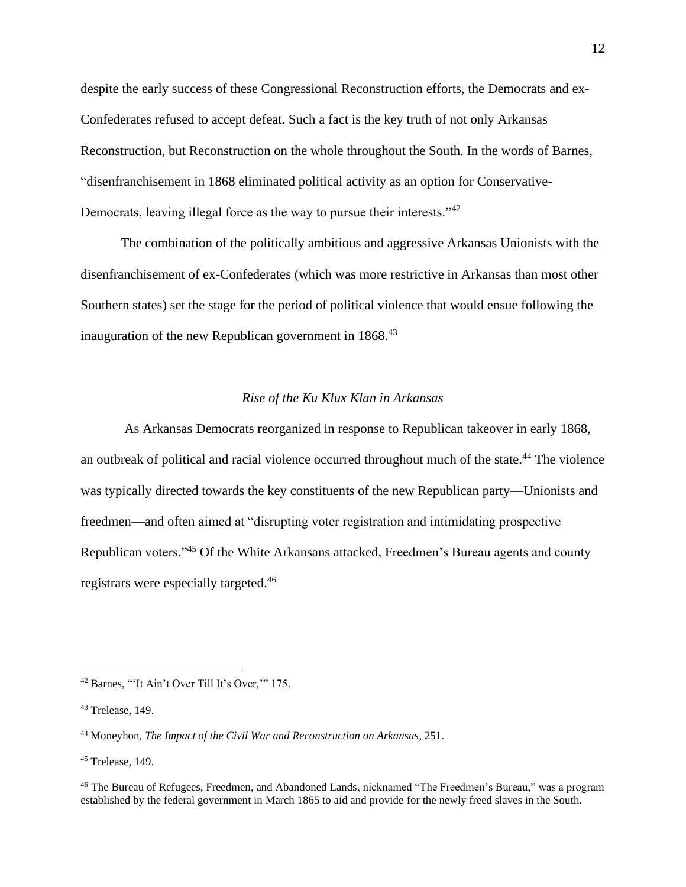despite the early success of these Congressional Reconstruction efforts, the Democrats and ex-Confederates refused to accept defeat. Such a fact is the key truth of not only Arkansas Reconstruction, but Reconstruction on the whole throughout the South. In the words of Barnes, "disenfranchisement in 1868 eliminated political activity as an option for Conservative-Democrats, leaving illegal force as the way to pursue their interests."[42]

The combination of the politically ambitious and aggressive Arkansas Unionists with the disenfranchisement of ex-Confederates (which was more restrictive in Arkansas than most other Southern states) set the stage for the period of political violence that would ensue following the inauguration of the new Republican government in 1868.[43]

### *Rise of the Ku Klux Klan in Arkansas*

As Arkansas Democrats reorganized in response to Republican takeover in early 1868, an outbreak of political and racial violence occurred throughout much of the state.[44] The violence was typically directed towards the key constituents of the new Republican party—Unionists and freedmen—and often aimed at "disrupting voter registration and intimidating prospective Republican voters."[45] Of the White Arkansans attacked, Freedmen's Bureau agents and county registrars were especially targeted.[46]

---

[42] Barnes, "'It Ain't Over Till It's Over,'" 175.

[43] Trelease, 149.

[44] Moneyhon, *The Impact of the Civil War and Reconstruction on Arkansas*, 251.

[45] Trelease, 149.

[46] The Bureau of Refugees, Freedmen, and Abandoned Lands, nicknamed "The Freedmen's Bureau," was a program established by the federal government in March 1865 to aid and provide for the newly freed slaves in the South.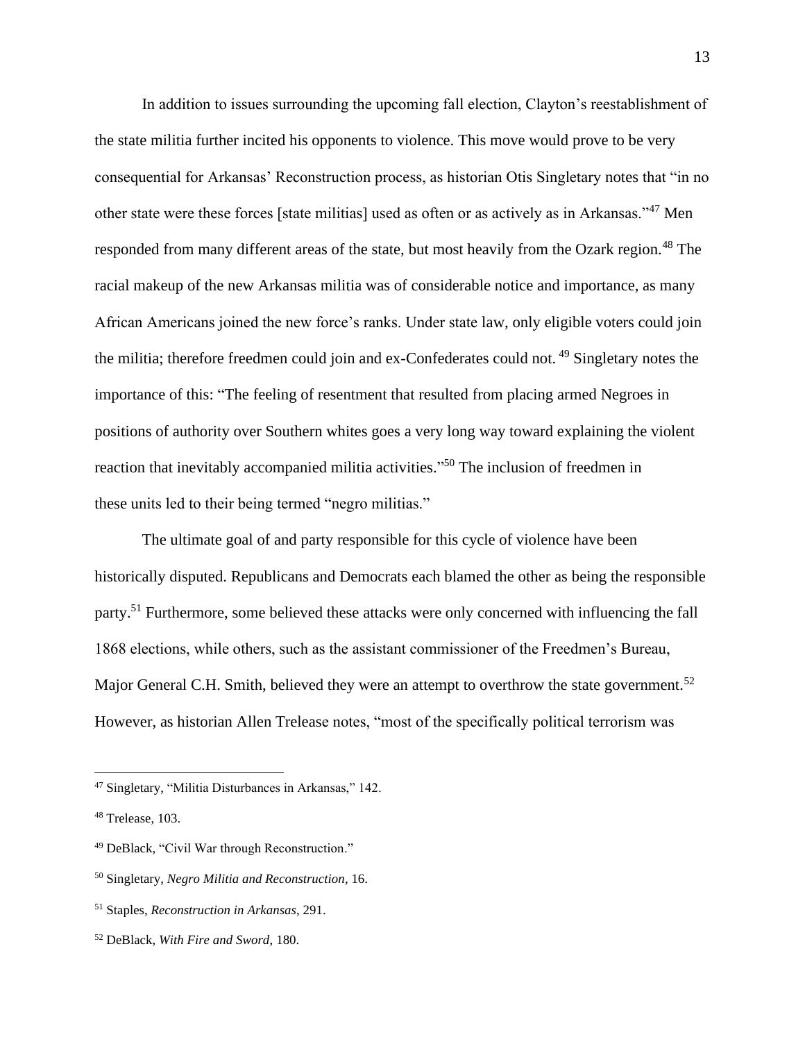In addition to issues surrounding the upcoming fall election, Clayton's reestablishment of the state militia further incited his opponents to violence. This move would prove to be very consequential for Arkansas' Reconstruction process, as historian Otis Singletary notes that "in no other state were these forces [state militias] used as often or as actively as in Arkansas."[47] Men responded from many different areas of the state, but most heavily from the Ozark region.[48] The racial makeup of the new Arkansas militia was of considerable notice and importance, as many African Americans joined the new force's ranks. Under state law, only eligible voters could join the militia; therefore freedmen could join and ex-Confederates could not.[49] Singletary notes the importance of this: "The feeling of resentment that resulted from placing armed Negroes in positions of authority over Southern whites goes a very long way toward explaining the violent reaction that inevitably accompanied militia activities."[50] The inclusion of freedmen in these units led to their being termed "negro militias."

The ultimate goal of and party responsible for this cycle of violence have been historically disputed. Republicans and Democrats each blamed the other as being the responsible party.[51] Furthermore, some believed these attacks were only concerned with influencing the fall 1868 elections, while others, such as the assistant commissioner of the Freedmen's Bureau, Major General C.H. Smith, believed they were an attempt to overthrow the state government.[52] However, as historian Allen Trelease notes, "most of the specifically political terrorism was

---

[47] Singletary, "Militia Disturbances in Arkansas," 142.

[48] Trelease, 103.

[49] DeBlack, "Civil War through Reconstruction."

[50] Singletary, *Negro Militia and Reconstruction*, 16.

[51] Staples, *Reconstruction in Arkansas*, 291.

[52] DeBlack, *With Fire and Sword*, 180.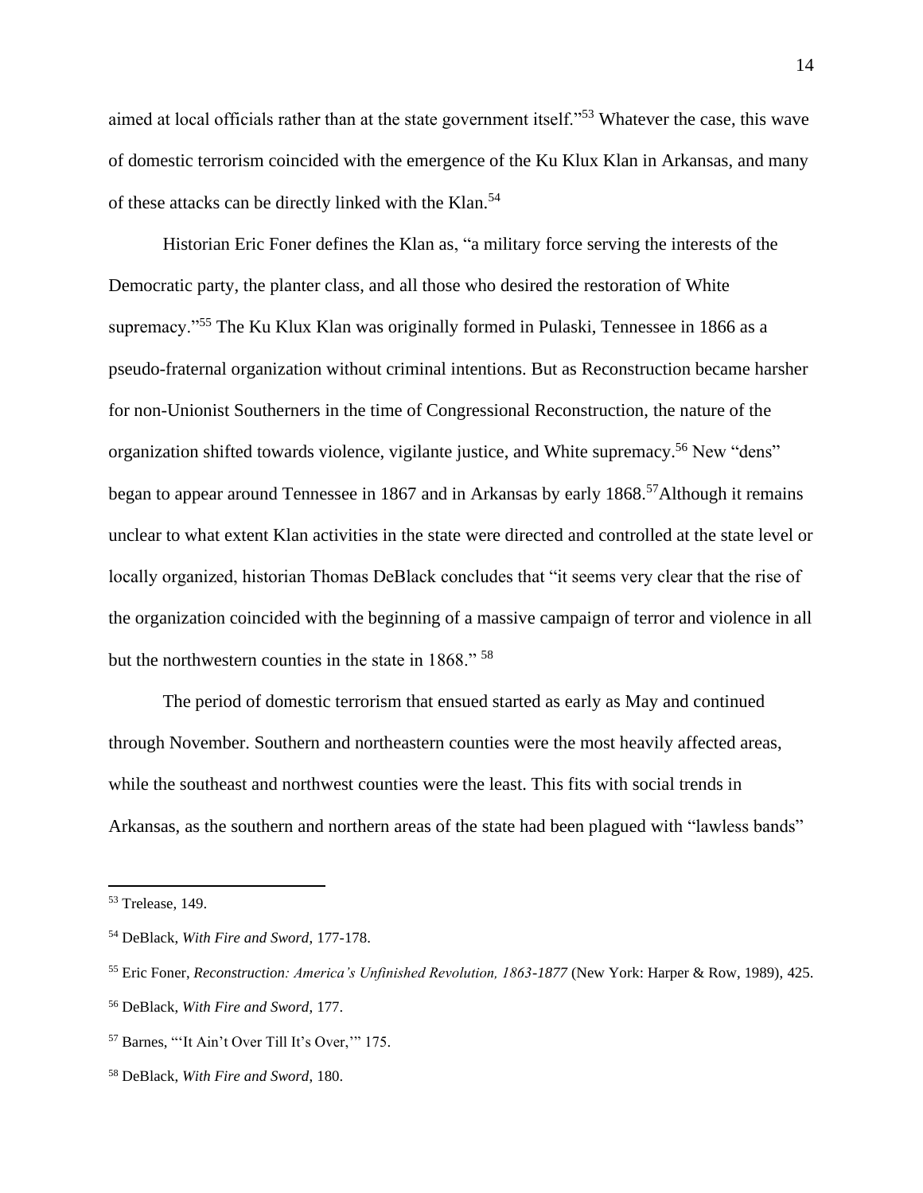aimed at local officials rather than at the state government itself."[53] Whatever the case, this wave of domestic terrorism coincided with the emergence of the Ku Klux Klan in Arkansas, and many of these attacks can be directly linked with the Klan.[54]

Historian Eric Foner defines the Klan as, "a military force serving the interests of the Democratic party, the planter class, and all those who desired the restoration of White supremacy."[55] The Ku Klux Klan was originally formed in Pulaski, Tennessee in 1866 as a pseudo-fraternal organization without criminal intentions. But as Reconstruction became harsher for non-Unionist Southerners in the time of Congressional Reconstruction, the nature of the organization shifted towards violence, vigilante justice, and White supremacy.[56] New "dens" began to appear around Tennessee in 1867 and in Arkansas by early 1868.[57]Although it remains unclear to what extent Klan activities in the state were directed and controlled at the state level or locally organized, historian Thomas DeBlack concludes that "it seems very clear that the rise of the organization coincided with the beginning of a massive campaign of terror and violence in all but the northwestern counties in the state in 1868." [58]

The period of domestic terrorism that ensued started as early as May and continued through November. Southern and northeastern counties were the most heavily affected areas, while the southeast and northwest counties were the least. This fits with social trends in Arkansas, as the southern and northern areas of the state had been plagued with "lawless bands"

---

[53] Trelease, 149.

[54] DeBlack, *With Fire and Sword*, 177-178.

[55] Eric Foner, *Reconstruction: America's Unfinished Revolution, 1863-1877* (New York: Harper & Row, 1989), 425.

[56] DeBlack, *With Fire and Sword*, 177.

[57] Barnes, "'It Ain't Over Till It's Over,'" 175.

[58] DeBlack, *With Fire and Sword*, 180.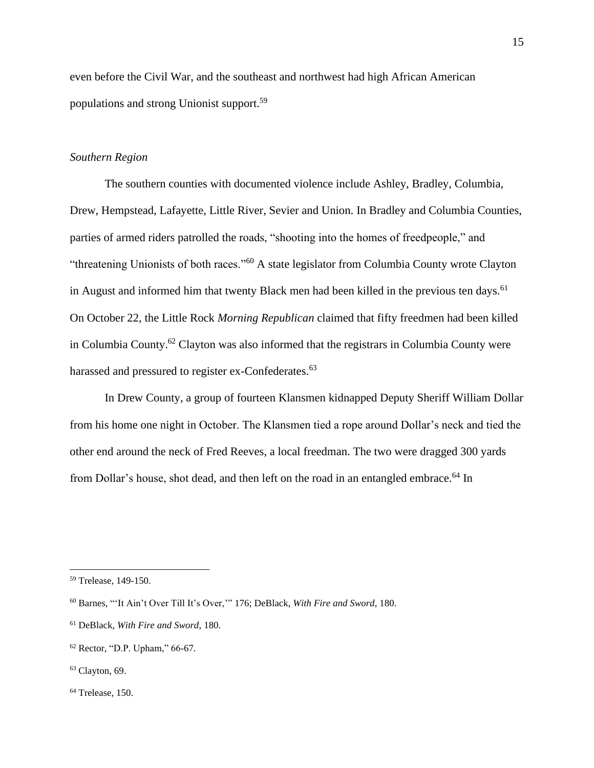even before the Civil War, and the southeast and northwest had high African American populations and strong Unionist support.[59]

*Southern Region*

The southern counties with documented violence include Ashley, Bradley, Columbia, Drew, Hempstead, Lafayette, Little River, Sevier and Union. In Bradley and Columbia Counties, parties of armed riders patrolled the roads, "shooting into the homes of freedpeople," and "threatening Unionists of both races."[60] A state legislator from Columbia County wrote Clayton in August and informed him that twenty Black men had been killed in the previous ten days.[61] On October 22, the Little Rock *Morning Republican* claimed that fifty freedmen had been killed in Columbia County.[62] Clayton was also informed that the registrars in Columbia County were harassed and pressured to register ex-Confederates.[63]

In Drew County, a group of fourteen Klansmen kidnapped Deputy Sheriff William Dollar from his home one night in October. The Klansmen tied a rope around Dollar's neck and tied the other end around the neck of Fred Reeves, a local freedman. The two were dragged 300 yards from Dollar's house, shot dead, and then left on the road in an entangled embrace.[64] In

---

[59] Trelease, 149-150.

[60] Barnes, "'It Ain't Over Till It's Over,'" 176; DeBlack, *With Fire and Sword*, 180.

[61] DeBlack, *With Fire and Sword*, 180.

[62] Rector, "D.P. Upham," 66-67.

[63] Clayton, 69.

[64] Trelease, 150.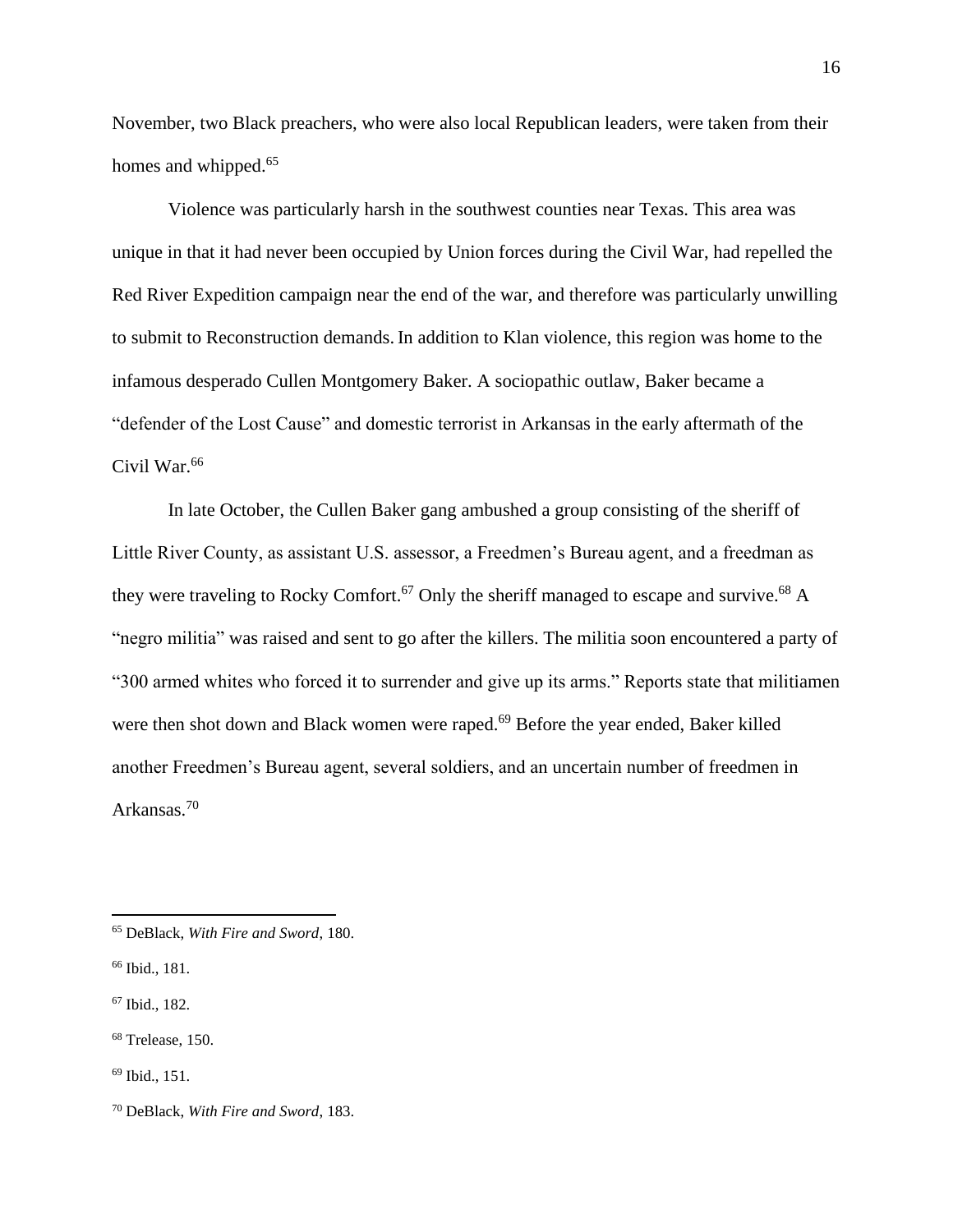November, two Black preachers, who were also local Republican leaders, were taken from their homes and whipped.[65]

Violence was particularly harsh in the southwest counties near Texas. This area was unique in that it had never been occupied by Union forces during the Civil War, had repelled the Red River Expedition campaign near the end of the war, and therefore was particularly unwilling to submit to Reconstruction demands. In addition to Klan violence, this region was home to the infamous desperado Cullen Montgomery Baker. A sociopathic outlaw, Baker became a "defender of the Lost Cause" and domestic terrorist in Arkansas in the early aftermath of the Civil War.[66]

In late October, the Cullen Baker gang ambushed a group consisting of the sheriff of Little River County, as assistant U.S. assessor, a Freedmen's Bureau agent, and a freedman as they were traveling to Rocky Comfort.[67] Only the sheriff managed to escape and survive.[68] A "negro militia" was raised and sent to go after the killers. The militia soon encountered a party of "300 armed whites who forced it to surrender and give up its arms." Reports state that militiamen were then shot down and Black women were raped.[69] Before the year ended, Baker killed another Freedmen's Bureau agent, several soldiers, and an uncertain number of freedmen in Arkansas.[70]

---

[65] DeBlack, *With Fire and Sword*, 180.

[66] Ibid., 181.

[67] Ibid., 182.

[68] Trelease, 150.

[69] Ibid., 151.

[70] DeBlack, *With Fire and Sword*, 183.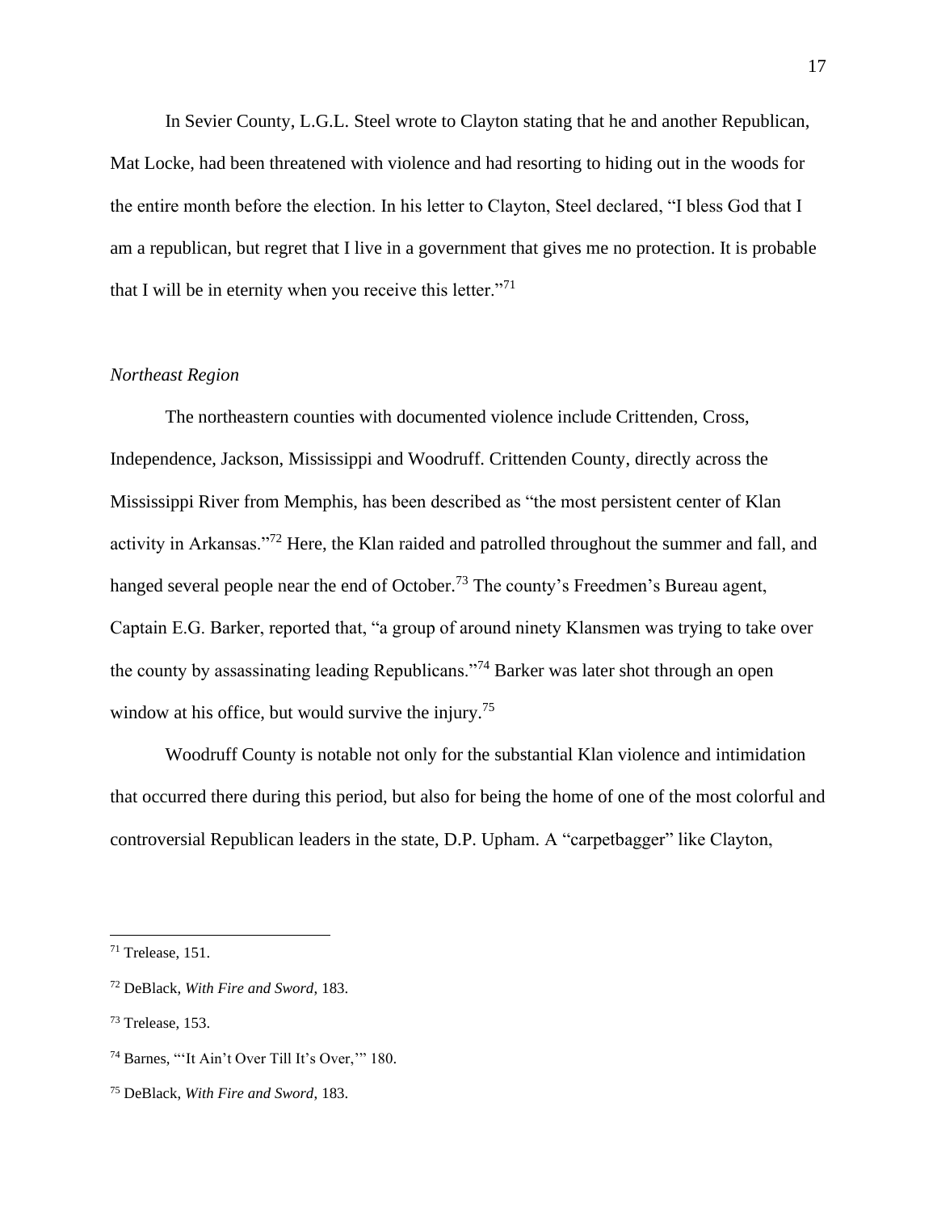In Sevier County, L.G.L. Steel wrote to Clayton stating that he and another Republican, Mat Locke, had been threatened with violence and had resorting to hiding out in the woods for the entire month before the election. In his letter to Clayton, Steel declared, “I bless God that I am a republican, but regret that I live in a government that gives me no protection. It is probable that I will be in eternity when you receive this letter.”[71]

*Northeast Region*

The northeastern counties with documented violence include Crittenden, Cross, Independence, Jackson, Mississippi and Woodruff. Crittenden County, directly across the Mississippi River from Memphis, has been described as “the most persistent center of Klan activity in Arkansas.”[72] Here, the Klan raided and patrolled throughout the summer and fall, and hanged several people near the end of October.[73] The county’s Freedmen’s Bureau agent, Captain E.G. Barker, reported that, “a group of around ninety Klansmen was trying to take over the county by assassinating leading Republicans.”[74] Barker was later shot through an open window at his office, but would survive the injury.[75]

Woodruff County is notable not only for the substantial Klan violence and intimidation that occurred there during this period, but also for being the home of one of the most colorful and controversial Republican leaders in the state, D.P. Upham. A “carpetbagger” like Clayton,

---

[71] Trelease, 151.

[72] DeBlack, *With Fire and Sword*, 183.

[73] Trelease, 153.

[74] Barnes, “‘It Ain’t Over Till It’s Over,’” 180.

[75] DeBlack, *With Fire and Sword*, 183.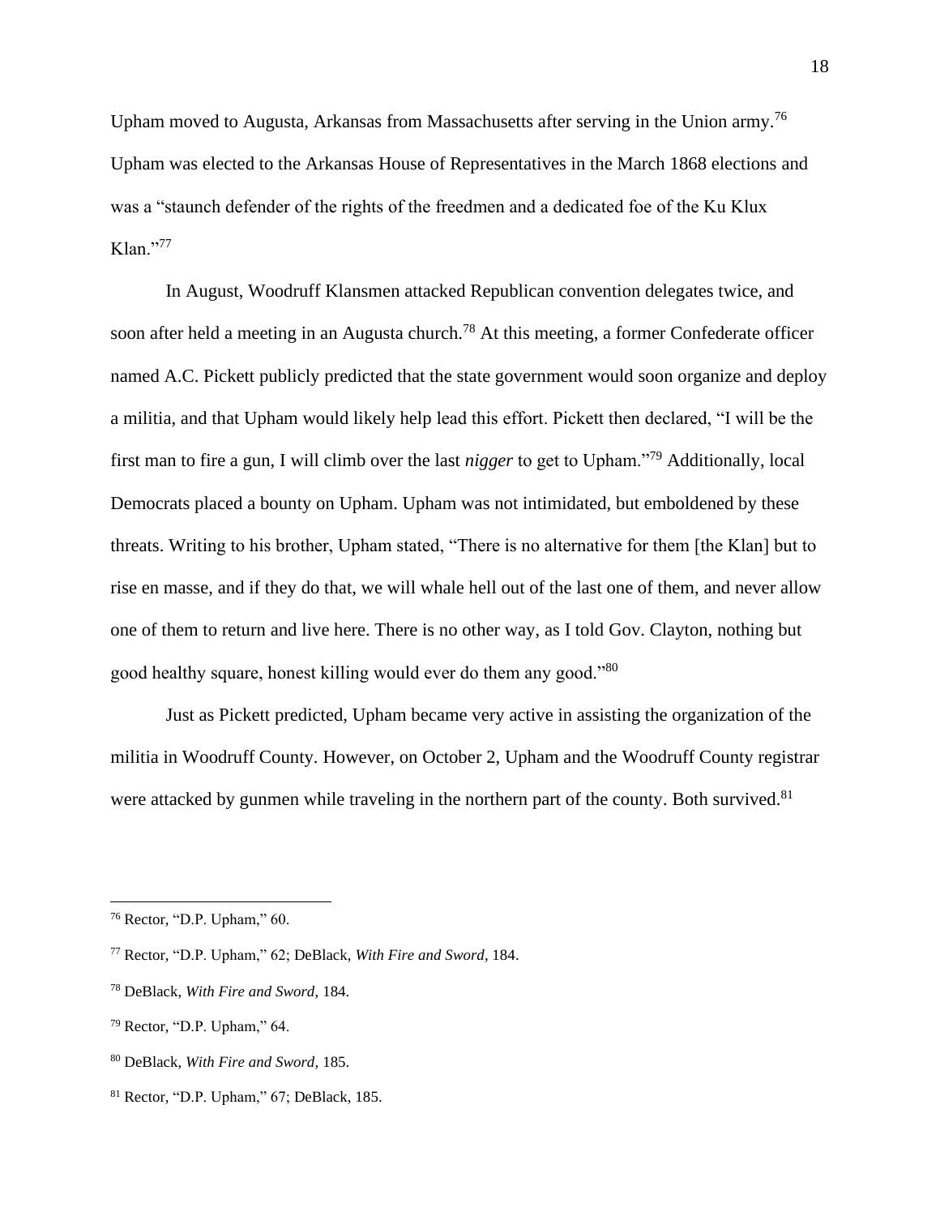Upham moved to Augusta, Arkansas from Massachusetts after serving in the Union army.[76] Upham was elected to the Arkansas House of Representatives in the March 1868 elections and was a "staunch defender of the rights of the freedmen and a dedicated foe of the Ku Klux Klan."[77]

In August, Woodruff Klansmen attacked Republican convention delegates twice, and soon after held a meeting in an Augusta church.[78] At this meeting, a former Confederate officer named A.C. Pickett publicly predicted that the state government would soon organize and deploy a militia, and that Upham would likely help lead this effort. Pickett then declared, "I will be the first man to fire a gun, I will climb over the last *nigger* to get to Upham."[79] Additionally, local Democrats placed a bounty on Upham. Upham was not intimidated, but emboldened by these threats. Writing to his brother, Upham stated, "There is no alternative for them [the Klan] but to rise en masse, and if they do that, we will whale hell out of the last one of them, and never allow one of them to return and live here. There is no other way, as I told Gov. Clayton, nothing but good healthy square, honest killing would ever do them any good."[80]

Just as Pickett predicted, Upham became very active in assisting the organization of the militia in Woodruff County. However, on October 2, Upham and the Woodruff County registrar were attacked by gunmen while traveling in the northern part of the county. Both survived.[81]

---

[76] Rector, "D.P. Upham," 60.

[77] Rector, "D.P. Upham," 62; DeBlack, *With Fire and Sword*, 184.

[78] DeBlack, *With Fire and Sword*, 184.

[79] Rector, "D.P. Upham," 64.

[80] DeBlack, *With Fire and Sword*, 185.

[81] Rector, "D.P. Upham," 67; DeBlack, 185.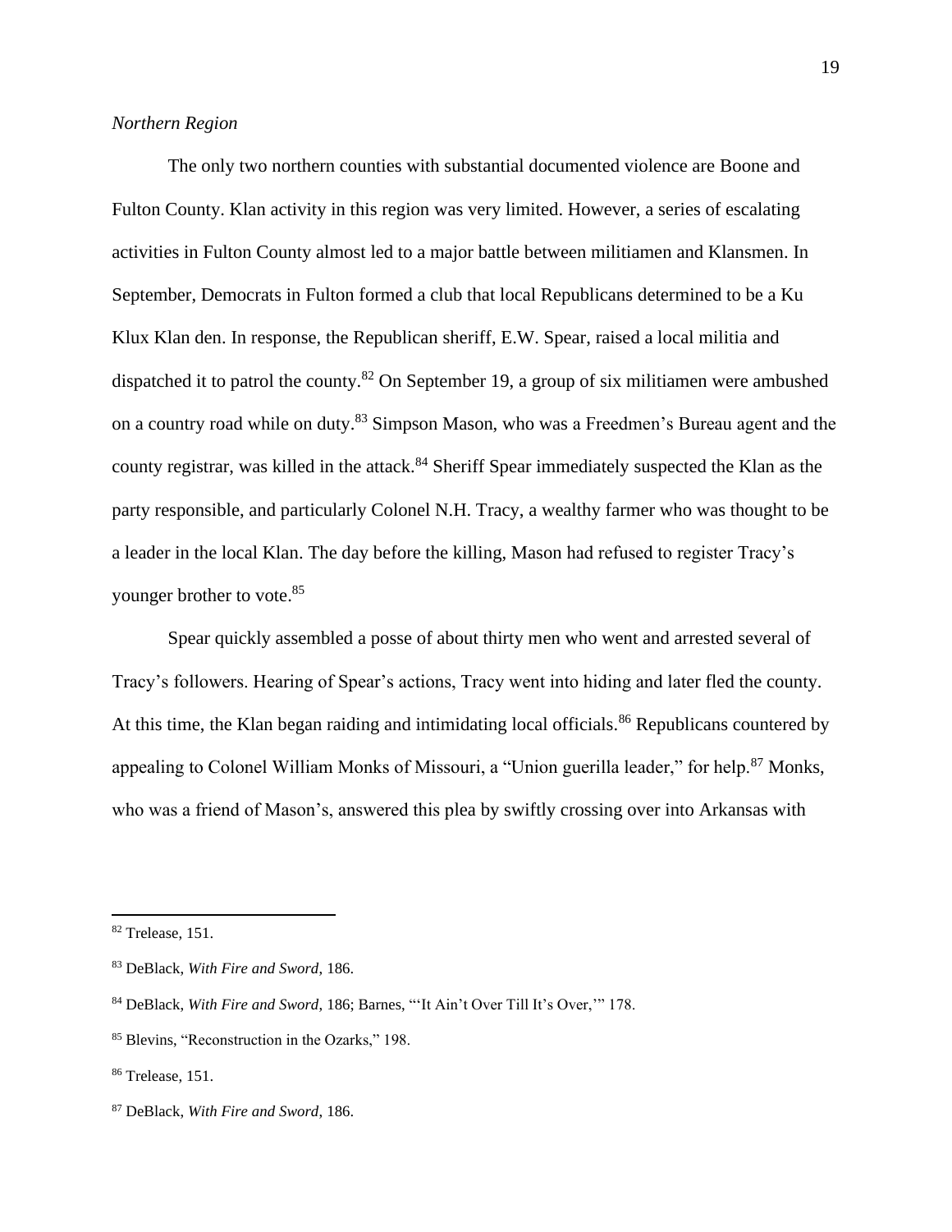*Northern Region*

The only two northern counties with substantial documented violence are Boone and Fulton County. Klan activity in this region was very limited. However, a series of escalating activities in Fulton County almost led to a major battle between militiamen and Klansmen. In September, Democrats in Fulton formed a club that local Republicans determined to be a Ku Klux Klan den. In response, the Republican sheriff, E.W. Spear, raised a local militia and dispatched it to patrol the county.[82] On September 19, a group of six militiamen were ambushed on a country road while on duty.[83] Simpson Mason, who was a Freedmen's Bureau agent and the county registrar, was killed in the attack.[84] Sheriff Spear immediately suspected the Klan as the party responsible, and particularly Colonel N.H. Tracy, a wealthy farmer who was thought to be a leader in the local Klan. The day before the killing, Mason had refused to register Tracy's younger brother to vote.[85]

Spear quickly assembled a posse of about thirty men who went and arrested several of Tracy's followers. Hearing of Spear's actions, Tracy went into hiding and later fled the county. At this time, the Klan began raiding and intimidating local officials.[86] Republicans countered by appealing to Colonel William Monks of Missouri, a "Union guerilla leader," for help.[87] Monks, who was a friend of Mason's, answered this plea by swiftly crossing over into Arkansas with

---

[82] Trelease, 151.

[83] DeBlack, *With Fire and Sword*, 186.

[84] DeBlack, *With Fire and Sword*, 186; Barnes, "'It Ain't Over Till It's Over,'" 178.

[85] Blevins, "Reconstruction in the Ozarks," 198.

[86] Trelease, 151.

[87] DeBlack, *With Fire and Sword*, 186.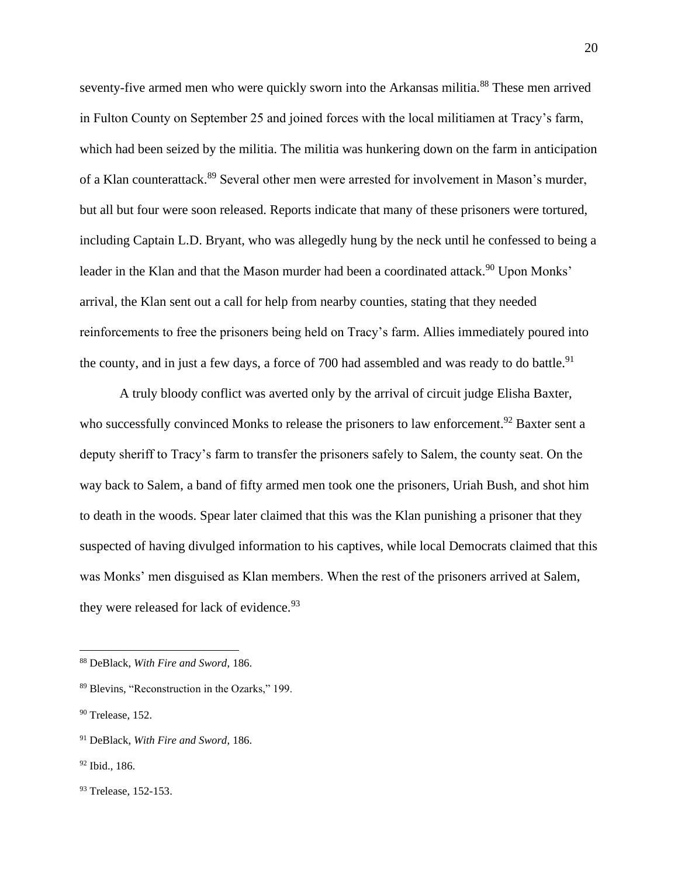seventy-five armed men who were quickly sworn into the Arkansas militia.[88] These men arrived in Fulton County on September 25 and joined forces with the local militiamen at Tracy's farm, which had been seized by the militia. The militia was hunkering down on the farm in anticipation of a Klan counterattack.[89] Several other men were arrested for involvement in Mason's murder, but all but four were soon released. Reports indicate that many of these prisoners were tortured, including Captain L.D. Bryant, who was allegedly hung by the neck until he confessed to being a leader in the Klan and that the Mason murder had been a coordinated attack.[90] Upon Monks' arrival, the Klan sent out a call for help from nearby counties, stating that they needed reinforcements to free the prisoners being held on Tracy's farm. Allies immediately poured into the county, and in just a few days, a force of 700 had assembled and was ready to do battle.[91]

A truly bloody conflict was averted only by the arrival of circuit judge Elisha Baxter, who successfully convinced Monks to release the prisoners to law enforcement.[92] Baxter sent a deputy sheriff to Tracy's farm to transfer the prisoners safely to Salem, the county seat. On the way back to Salem, a band of fifty armed men took one the prisoners, Uriah Bush, and shot him to death in the woods. Spear later claimed that this was the Klan punishing a prisoner that they suspected of having divulged information to his captives, while local Democrats claimed that this was Monks' men disguised as Klan members. When the rest of the prisoners arrived at Salem, they were released for lack of evidence.[93]

---

[88] DeBlack, *With Fire and Sword*, 186.

[89] Blevins, "Reconstruction in the Ozarks," 199.

[90] Trelease, 152.

[91] DeBlack, *With Fire and Sword*, 186.

[92] Ibid., 186.

[93] Trelease, 152-153.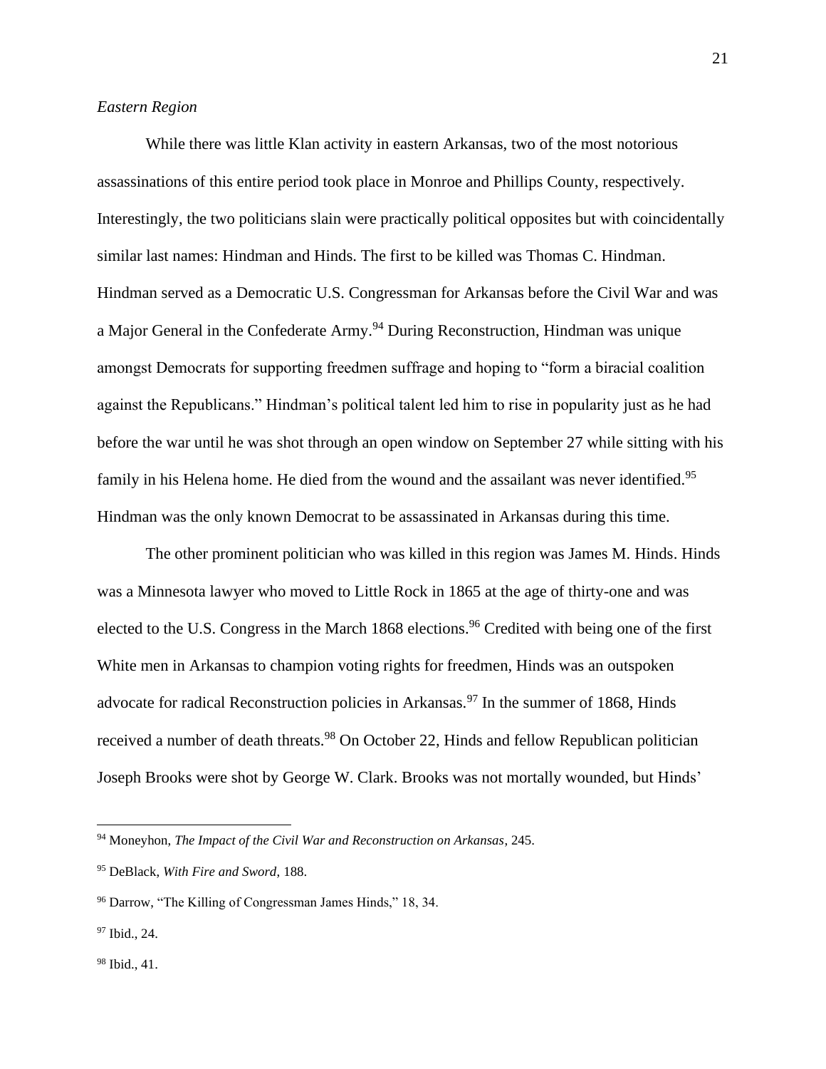*Eastern Region*

While there was little Klan activity in eastern Arkansas, two of the most notorious assassinations of this entire period took place in Monroe and Phillips County, respectively. Interestingly, the two politicians slain were practically political opposites but with coincidentally similar last names: Hindman and Hinds. The first to be killed was Thomas C. Hindman. Hindman served as a Democratic U.S. Congressman for Arkansas before the Civil War and was a Major General in the Confederate Army.[94] During Reconstruction, Hindman was unique amongst Democrats for supporting freedmen suffrage and hoping to "form a biracial coalition against the Republicans." Hindman's political talent led him to rise in popularity just as he had before the war until he was shot through an open window on September 27 while sitting with his family in his Helena home. He died from the wound and the assailant was never identified.[95] Hindman was the only known Democrat to be assassinated in Arkansas during this time.

The other prominent politician who was killed in this region was James M. Hinds. Hinds was a Minnesota lawyer who moved to Little Rock in 1865 at the age of thirty-one and was elected to the U.S. Congress in the March 1868 elections.[96] Credited with being one of the first White men in Arkansas to champion voting rights for freedmen, Hinds was an outspoken advocate for radical Reconstruction policies in Arkansas.[97] In the summer of 1868, Hinds received a number of death threats.[98] On October 22, Hinds and fellow Republican politician Joseph Brooks were shot by George W. Clark. Brooks was not mortally wounded, but Hinds'

---

[94] Moneyhon, *The Impact of the Civil War and Reconstruction on Arkansas*, 245.

[95] DeBlack, *With Fire and Sword*, 188.

[96] Darrow, "The Killing of Congressman James Hinds," 18, 34.

[97] Ibid., 24.

[98] Ibid., 41.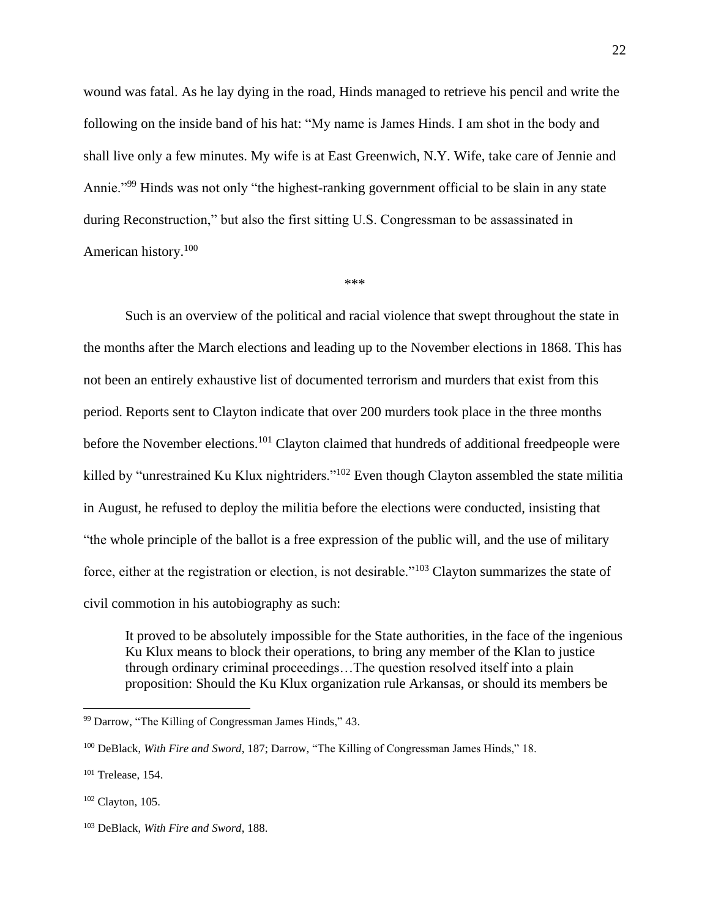wound was fatal. As he lay dying in the road, Hinds managed to retrieve his pencil and write the following on the inside band of his hat: "My name is James Hinds. I am shot in the body and shall live only a few minutes. My wife is at East Greenwich, N.Y. Wife, take care of Jennie and Annie."[99] Hinds was not only "the highest-ranking government official to be slain in any state during Reconstruction," but also the first sitting U.S. Congressman to be assassinated in American history.[100]

***

Such is an overview of the political and racial violence that swept throughout the state in the months after the March elections and leading up to the November elections in 1868. This has not been an entirely exhaustive list of documented terrorism and murders that exist from this period. Reports sent to Clayton indicate that over 200 murders took place in the three months before the November elections.[101] Clayton claimed that hundreds of additional freedpeople were killed by "unrestrained Ku Klux nightriders."[102] Even though Clayton assembled the state militia in August, he refused to deploy the militia before the elections were conducted, insisting that "the whole principle of the ballot is a free expression of the public will, and the use of military force, either at the registration or election, is not desirable."[103] Clayton summarizes the state of civil commotion in his autobiography as such:

> It proved to be absolutely impossible for the State authorities, in the face of the ingenious Ku Klux means to block their operations, to bring any member of the Klan to justice through ordinary criminal proceedings…The question resolved itself into a plain proposition: Should the Ku Klux organization rule Arkansas, or should its members be

---

[99] Darrow, "The Killing of Congressman James Hinds," 43.

[100] DeBlack, *With Fire and Sword*, 187; Darrow, "The Killing of Congressman James Hinds," 18.

[101] Trelease, 154.

[102] Clayton, 105.

[103] DeBlack, *With Fire and Sword*, 188.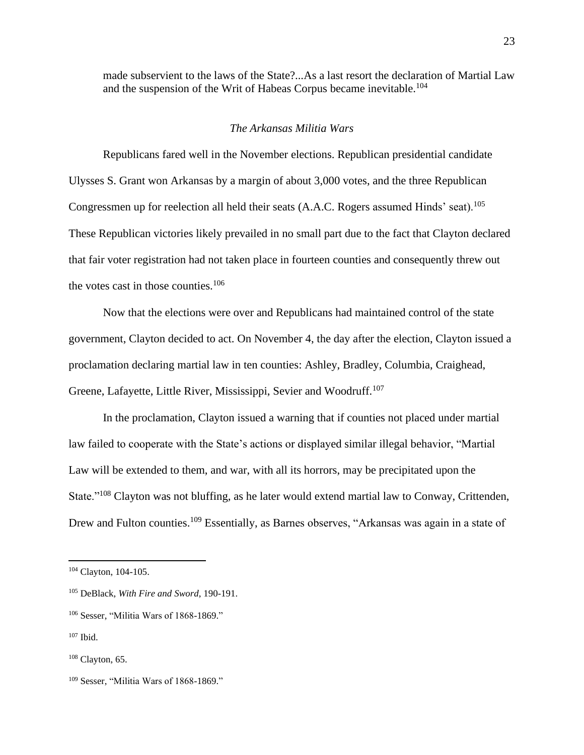made subservient to the laws of the State?...As a last resort the declaration of Martial Law and the suspension of the Writ of Habeas Corpus became inevitable.[104]

### *The Arkansas Militia Wars*

Republicans fared well in the November elections. Republican presidential candidate Ulysses S. Grant won Arkansas by a margin of about 3,000 votes, and the three Republican Congressmen up for reelection all held their seats (A.A.C. Rogers assumed Hinds' seat).[105] These Republican victories likely prevailed in no small part due to the fact that Clayton declared that fair voter registration had not taken place in fourteen counties and consequently threw out the votes cast in those counties.[106]

Now that the elections were over and Republicans had maintained control of the state government, Clayton decided to act. On November 4, the day after the election, Clayton issued a proclamation declaring martial law in ten counties: Ashley, Bradley, Columbia, Craighead, Greene, Lafayette, Little River, Mississippi, Sevier and Woodruff.[107]

In the proclamation, Clayton issued a warning that if counties not placed under martial law failed to cooperate with the State's actions or displayed similar illegal behavior, "Martial Law will be extended to them, and war, with all its horrors, may be precipitated upon the State."[108] Clayton was not bluffing, as he later would extend martial law to Conway, Crittenden, Drew and Fulton counties.[109] Essentially, as Barnes observes, "Arkansas was again in a state of

---

[104] Clayton, 104-105.

[105] DeBlack, *With Fire and Sword*, 190-191.

[106] Sesser, "Militia Wars of 1868-1869."

[107] Ibid.

[108] Clayton, 65.

[109] Sesser, "Militia Wars of 1868-1869."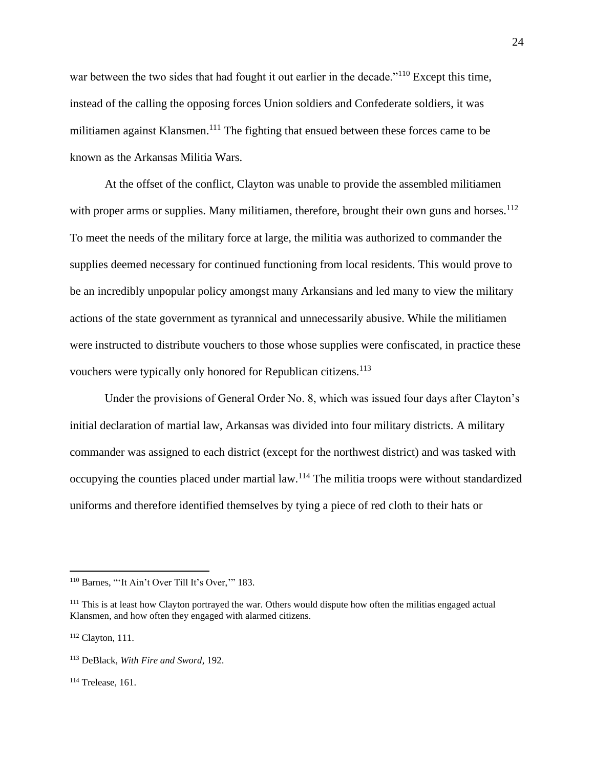war between the two sides that had fought it out earlier in the decade."[110] Except this time, instead of the calling the opposing forces Union soldiers and Confederate soldiers, it was militiamen against Klansmen.[111] The fighting that ensued between these forces came to be known as the Arkansas Militia Wars.

At the offset of the conflict, Clayton was unable to provide the assembled militiamen with proper arms or supplies. Many militiamen, therefore, brought their own guns and horses.[112] To meet the needs of the military force at large, the militia was authorized to commander the supplies deemed necessary for continued functioning from local residents. This would prove to be an incredibly unpopular policy amongst many Arkansians and led many to view the military actions of the state government as tyrannical and unnecessarily abusive. While the militiamen were instructed to distribute vouchers to those whose supplies were confiscated, in practice these vouchers were typically only honored for Republican citizens.[113]

Under the provisions of General Order No. 8, which was issued four days after Clayton's initial declaration of martial law, Arkansas was divided into four military districts. A military commander was assigned to each district (except for the northwest district) and was tasked with occupying the counties placed under martial law.[114] The militia troops were without standardized uniforms and therefore identified themselves by tying a piece of red cloth to their hats or

---

[110] Barnes, "'It Ain't Over Till It's Over,'" 183.

[111] This is at least how Clayton portrayed the war. Others would dispute how often the militias engaged actual Klansmen, and how often they engaged with alarmed citizens.

[112] Clayton, 111.

[113] DeBlack, *With Fire and Sword*, 192.

[114] Trelease, 161.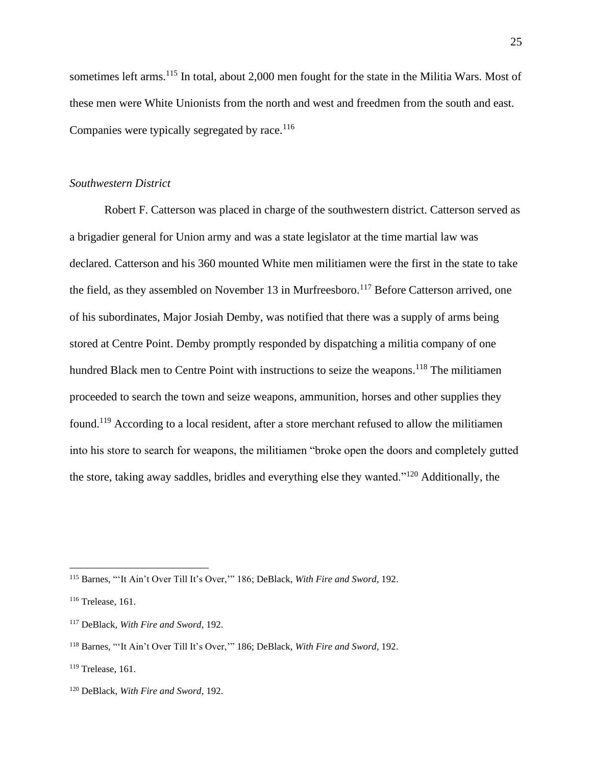sometimes left arms.[115] In total, about 2,000 men fought for the state in the Militia Wars. Most of these men were White Unionists from the north and west and freedmen from the south and east. Companies were typically segregated by race.[116]

*Southwestern District*

Robert F. Catterson was placed in charge of the southwestern district. Catterson served as a brigadier general for Union army and was a state legislator at the time martial law was declared. Catterson and his 360 mounted White men militiamen were the first in the state to take the field, as they assembled on November 13 in Murfreesboro.[117] Before Catterson arrived, one of his subordinates, Major Josiah Demby, was notified that there was a supply of arms being stored at Centre Point. Demby promptly responded by dispatching a militia company of one hundred Black men to Centre Point with instructions to seize the weapons.[118] The militiamen proceeded to search the town and seize weapons, ammunition, horses and other supplies they found.[119] According to a local resident, after a store merchant refused to allow the militiamen into his store to search for weapons, the militiamen "broke open the doors and completely gutted the store, taking away saddles, bridles and everything else they wanted."[120] Additionally, the

---

[115] Barnes, "'It Ain't Over Till It's Over,'" 186; DeBlack, *With Fire and Sword*, 192.

[116] Trelease, 161.

[117] DeBlack, *With Fire and Sword*, 192.

[118] Barnes, "'It Ain't Over Till It's Over,'" 186; DeBlack, *With Fire and Sword*, 192.

[119] Trelease, 161.

[120] DeBlack, *With Fire and Sword*, 192.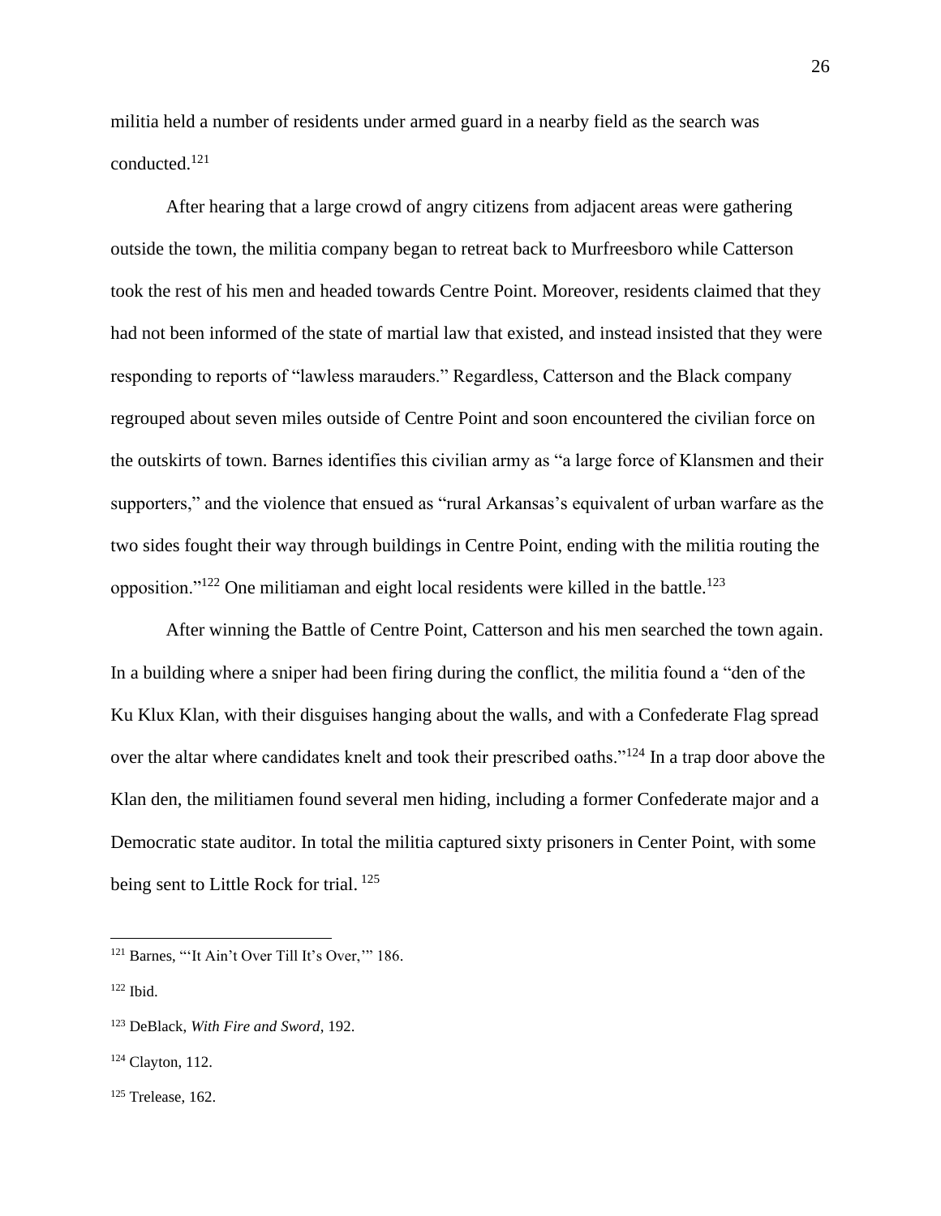militia held a number of residents under armed guard in a nearby field as the search was conducted.[121]

After hearing that a large crowd of angry citizens from adjacent areas were gathering outside the town, the militia company began to retreat back to Murfreesboro while Catterson took the rest of his men and headed towards Centre Point. Moreover, residents claimed that they had not been informed of the state of martial law that existed, and instead insisted that they were responding to reports of "lawless marauders." Regardless, Catterson and the Black company regrouped about seven miles outside of Centre Point and soon encountered the civilian force on the outskirts of town. Barnes identifies this civilian army as "a large force of Klansmen and their supporters," and the violence that ensued as "rural Arkansas's equivalent of urban warfare as the two sides fought their way through buildings in Centre Point, ending with the militia routing the opposition."[122] One militiaman and eight local residents were killed in the battle.[123]

After winning the Battle of Centre Point, Catterson and his men searched the town again. In a building where a sniper had been firing during the conflict, the militia found a "den of the Ku Klux Klan, with their disguises hanging about the walls, and with a Confederate Flag spread over the altar where candidates knelt and took their prescribed oaths."[124] In a trap door above the Klan den, the militiamen found several men hiding, including a former Confederate major and a Democratic state auditor. In total the militia captured sixty prisoners in Center Point, with some being sent to Little Rock for trial. [125]

---

[121] Barnes, "'It Ain't Over Till It's Over,'" 186.

[122] Ibid.

[123] DeBlack, *With Fire and Sword*, 192.

[124] Clayton, 112.

[125] Trelease, 162.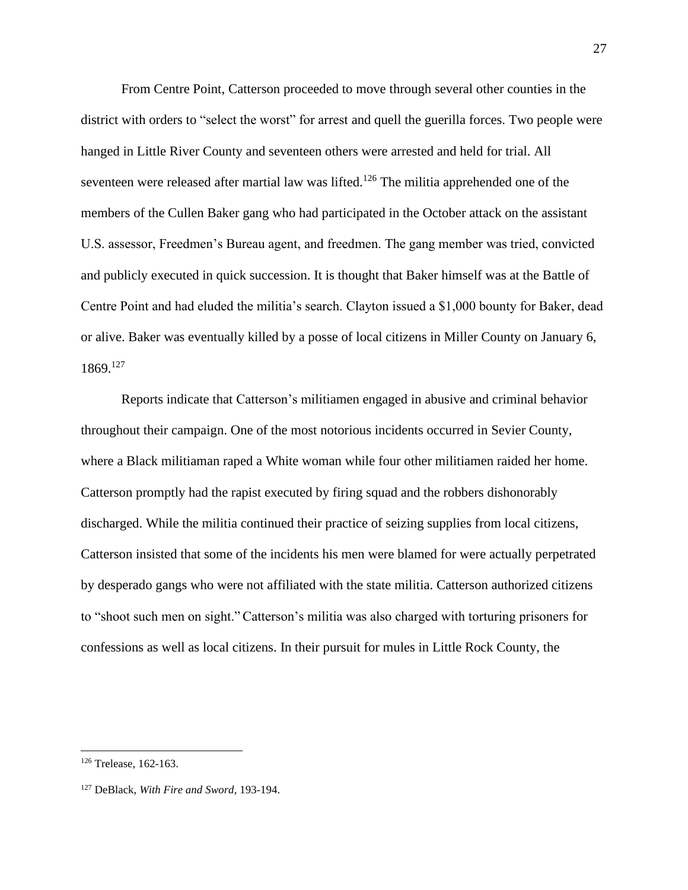From Centre Point, Catterson proceeded to move through several other counties in the district with orders to "select the worst" for arrest and quell the guerilla forces. Two people were hanged in Little River County and seventeen others were arrested and held for trial. All seventeen were released after martial law was lifted.[126] The militia apprehended one of the members of the Cullen Baker gang who had participated in the October attack on the assistant U.S. assessor, Freedmen's Bureau agent, and freedmen. The gang member was tried, convicted and publicly executed in quick succession. It is thought that Baker himself was at the Battle of Centre Point and had eluded the militia's search. Clayton issued a $1,000 bounty for Baker, dead or alive. Baker was eventually killed by a posse of local citizens in Miller County on January 6, 1869.[127]

Reports indicate that Catterson's militiamen engaged in abusive and criminal behavior throughout their campaign. One of the most notorious incidents occurred in Sevier County, where a Black militiaman raped a White woman while four other militiamen raided her home. Catterson promptly had the rapist executed by firing squad and the robbers dishonorably discharged. While the militia continued their practice of seizing supplies from local citizens, Catterson insisted that some of the incidents his men were blamed for were actually perpetrated by desperado gangs who were not affiliated with the state militia. Catterson authorized citizens to "shoot such men on sight." Catterson's militia was also charged with torturing prisoners for confessions as well as local citizens. In their pursuit for mules in Little Rock County, the

---

[126] Trelease, 162-163.

[127] DeBlack, *With Fire and Sword*, 193-194.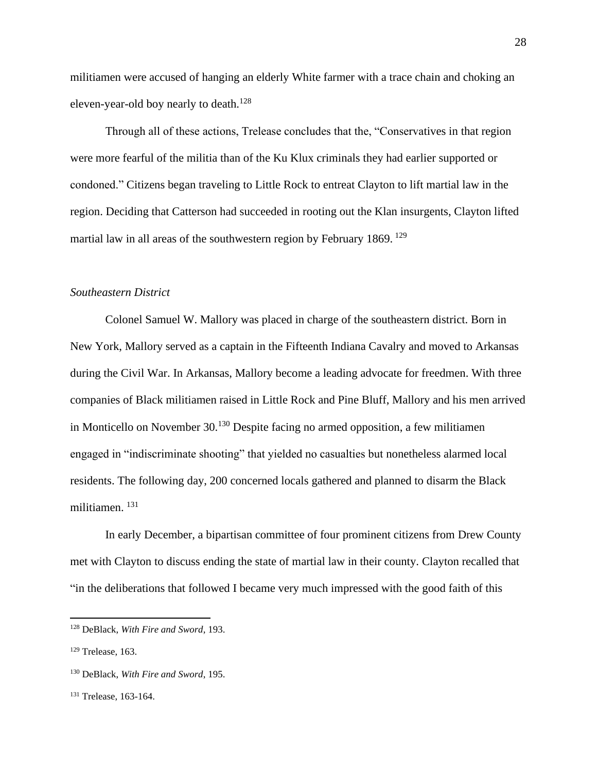militiamen were accused of hanging an elderly White farmer with a trace chain and choking an eleven-year-old boy nearly to death.[128]

Through all of these actions, Trelease concludes that the, "Conservatives in that region were more fearful of the militia than of the Ku Klux criminals they had earlier supported or condoned." Citizens began traveling to Little Rock to entreat Clayton to lift martial law in the region. Deciding that Catterson had succeeded in rooting out the Klan insurgents, Clayton lifted martial law in all areas of the southwestern region by February 1869.[129]

*Southeastern District*

Colonel Samuel W. Mallory was placed in charge of the southeastern district. Born in New York, Mallory served as a captain in the Fifteenth Indiana Cavalry and moved to Arkansas during the Civil War. In Arkansas, Mallory become a leading advocate for freedmen. With three companies of Black militiamen raised in Little Rock and Pine Bluff, Mallory and his men arrived in Monticello on November 30.[130] Despite facing no armed opposition, a few militiamen engaged in "indiscriminate shooting" that yielded no casualties but nonetheless alarmed local residents. The following day, 200 concerned locals gathered and planned to disarm the Black militiamen.[131]

In early December, a bipartisan committee of four prominent citizens from Drew County met with Clayton to discuss ending the state of martial law in their county. Clayton recalled that "in the deliberations that followed I became very much impressed with the good faith of this

---

[128] DeBlack, *With Fire and Sword*, 193.

[129] Trelease, 163.

[130] DeBlack, *With Fire and Sword*, 195.

[131] Trelease, 163-164.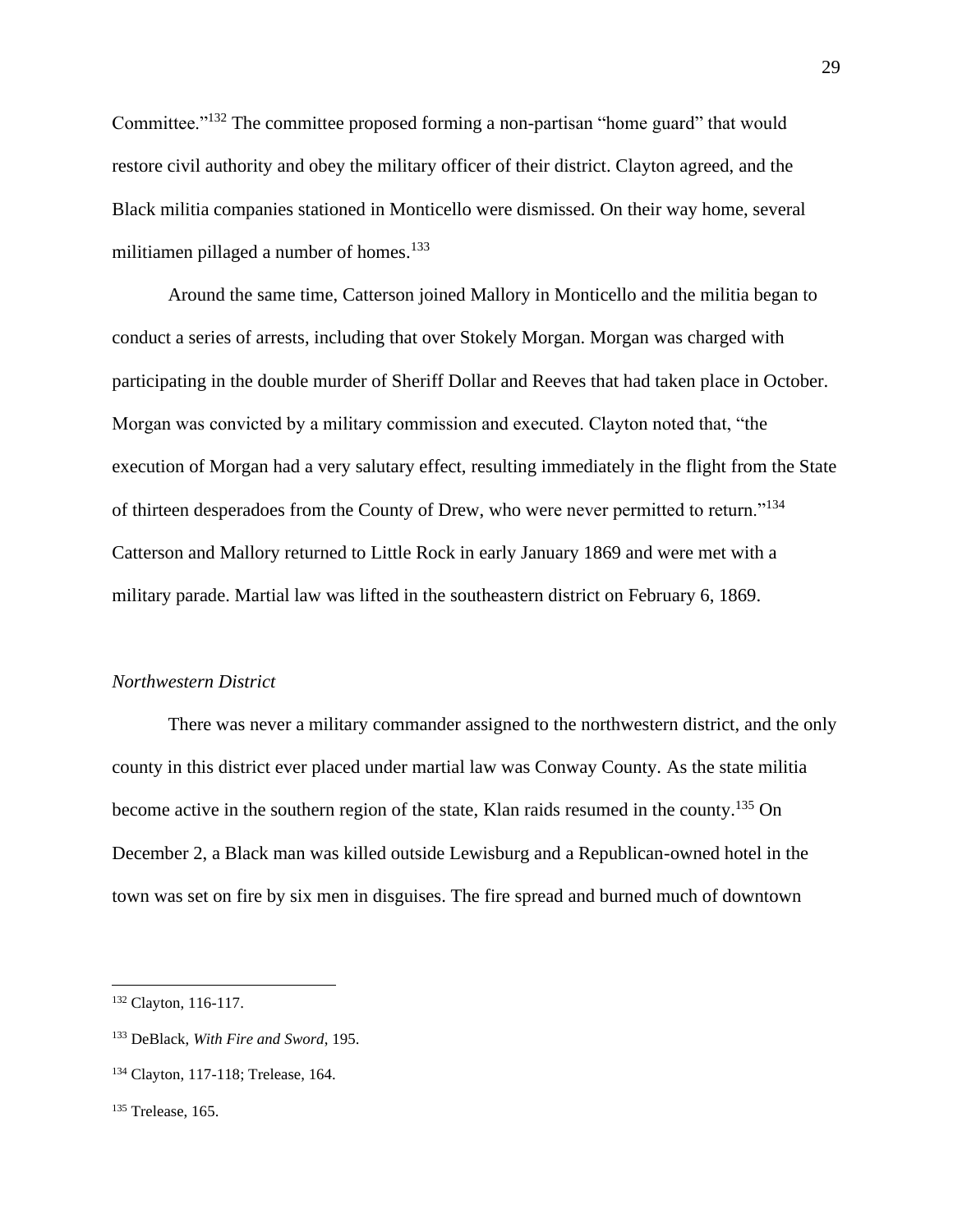Committee."[132] The committee proposed forming a non-partisan "home guard" that would restore civil authority and obey the military officer of their district. Clayton agreed, and the Black militia companies stationed in Monticello were dismissed. On their way home, several militiamen pillaged a number of homes.[133]

Around the same time, Catterson joined Mallory in Monticello and the militia began to conduct a series of arrests, including that over Stokely Morgan. Morgan was charged with participating in the double murder of Sheriff Dollar and Reeves that had taken place in October. Morgan was convicted by a military commission and executed. Clayton noted that, "the execution of Morgan had a very salutary effect, resulting immediately in the flight from the State of thirteen desperadoes from the County of Drew, who were never permitted to return."[134] Catterson and Mallory returned to Little Rock in early January 1869 and were met with a military parade. Martial law was lifted in the southeastern district on February 6, 1869.

*Northwestern District*

There was never a military commander assigned to the northwestern district, and the only county in this district ever placed under martial law was Conway County. As the state militia become active in the southern region of the state, Klan raids resumed in the county.[135] On December 2, a Black man was killed outside Lewisburg and a Republican-owned hotel in the town was set on fire by six men in disguises. The fire spread and burned much of downtown

---

[132] Clayton, 116-117.

[133] DeBlack, *With Fire and Sword*, 195.

[134] Clayton, 117-118; Trelease, 164.

[135] Trelease, 165.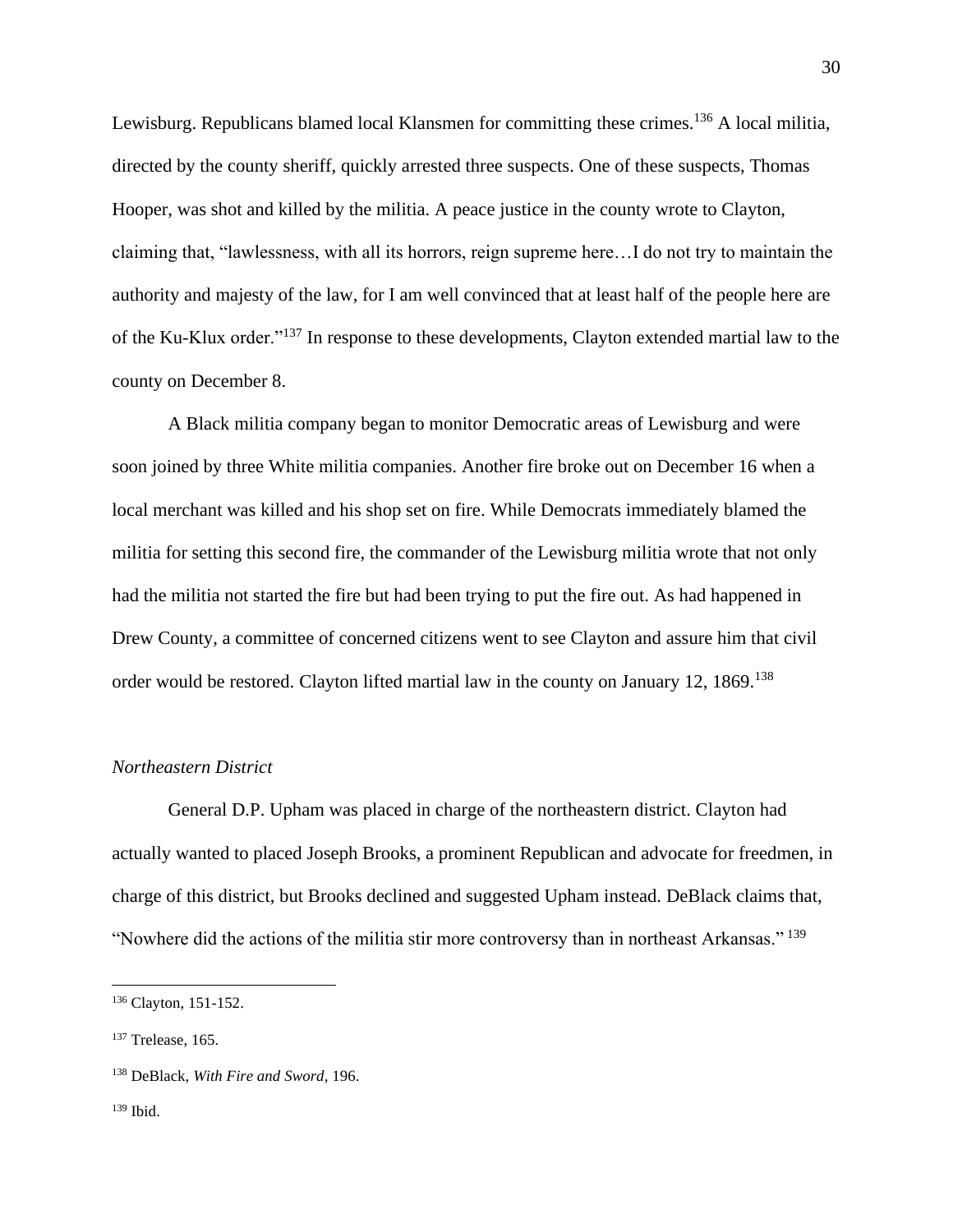Lewisburg. Republicans blamed local Klansmen for committing these crimes.[136] A local militia, directed by the county sheriff, quickly arrested three suspects. One of these suspects, Thomas Hooper, was shot and killed by the militia. A peace justice in the county wrote to Clayton, claiming that, "lawlessness, with all its horrors, reign supreme here…I do not try to maintain the authority and majesty of the law, for I am well convinced that at least half of the people here are of the Ku-Klux order."[137] In response to these developments, Clayton extended martial law to the county on December 8.

A Black militia company began to monitor Democratic areas of Lewisburg and were soon joined by three White militia companies. Another fire broke out on December 16 when a local merchant was killed and his shop set on fire. While Democrats immediately blamed the militia for setting this second fire, the commander of the Lewisburg militia wrote that not only had the militia not started the fire but had been trying to put the fire out. As had happened in Drew County, a committee of concerned citizens went to see Clayton and assure him that civil order would be restored. Clayton lifted martial law in the county on January 12, 1869.[138]

*Northeastern District*

General D.P. Upham was placed in charge of the northeastern district. Clayton had actually wanted to placed Joseph Brooks, a prominent Republican and advocate for freedmen, in charge of this district, but Brooks declined and suggested Upham instead. DeBlack claims that, "Nowhere did the actions of the militia stir more controversy than in northeast Arkansas." [139]

---

[136] Clayton, 151-152.

[137] Trelease, 165.

[138] DeBlack, *With Fire and Sword*, 196.

[139] Ibid.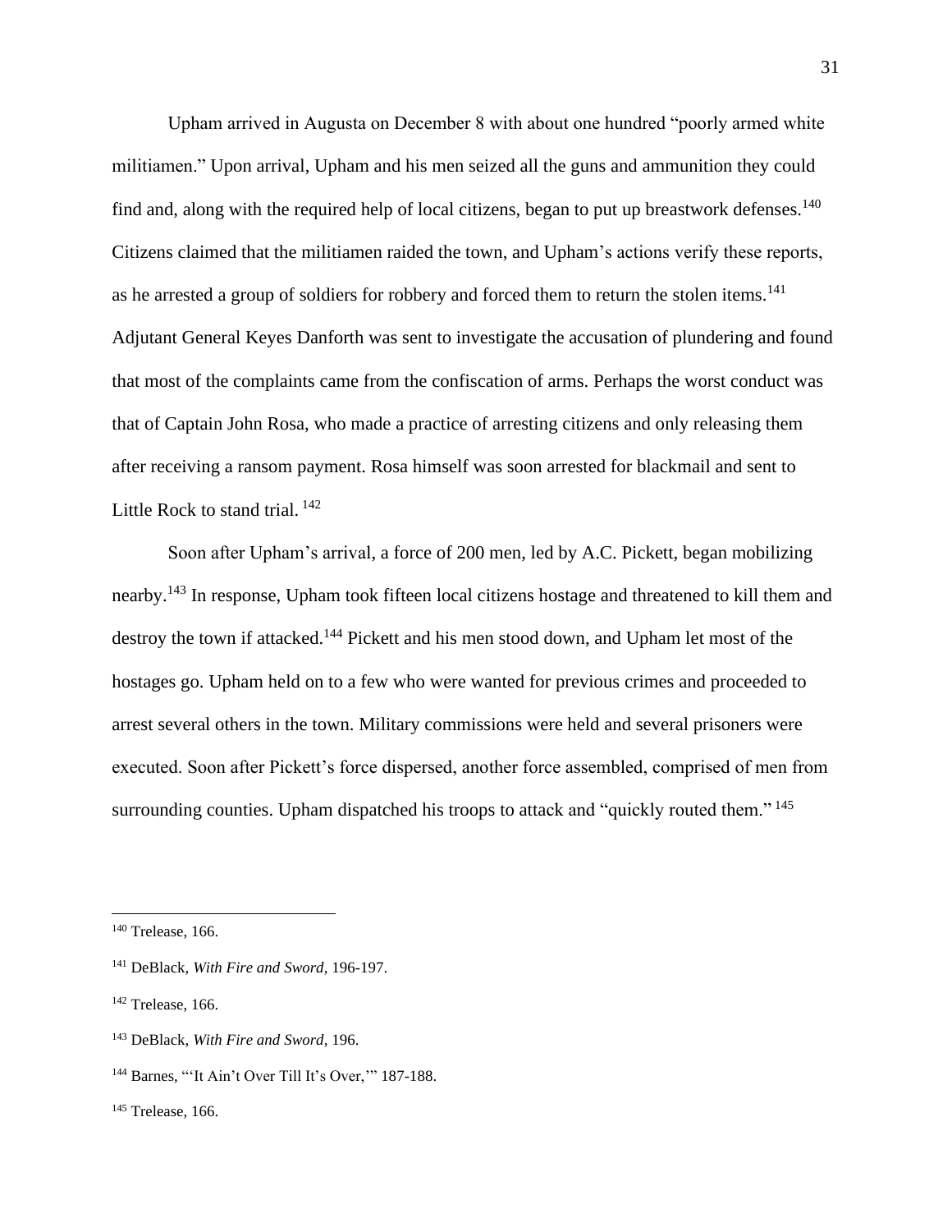Upham arrived in Augusta on December 8 with about one hundred "poorly armed white militiamen." Upon arrival, Upham and his men seized all the guns and ammunition they could find and, along with the required help of local citizens, began to put up breastwork defenses.[140] Citizens claimed that the militiamen raided the town, and Upham's actions verify these reports, as he arrested a group of soldiers for robbery and forced them to return the stolen items.[141] Adjutant General Keyes Danforth was sent to investigate the accusation of plundering and found that most of the complaints came from the confiscation of arms. Perhaps the worst conduct was that of Captain John Rosa, who made a practice of arresting citizens and only releasing them after receiving a ransom payment. Rosa himself was soon arrested for blackmail and sent to Little Rock to stand trial. [142]

Soon after Upham's arrival, a force of 200 men, led by A.C. Pickett, began mobilizing nearby.[143] In response, Upham took fifteen local citizens hostage and threatened to kill them and destroy the town if attacked.[144] Pickett and his men stood down, and Upham let most of the hostages go. Upham held on to a few who were wanted for previous crimes and proceeded to arrest several others in the town. Military commissions were held and several prisoners were executed. Soon after Pickett's force dispersed, another force assembled, comprised of men from surrounding counties. Upham dispatched his troops to attack and "quickly routed them." [145]

---

[140] Trelease, 166.

[141] DeBlack, *With Fire and Sword*, 196-197.

[142] Trelease, 166.

[143] DeBlack, *With Fire and Sword*, 196.

[144] Barnes, "'It Ain't Over Till It's Over,'" 187-188.

[145] Trelease, 166.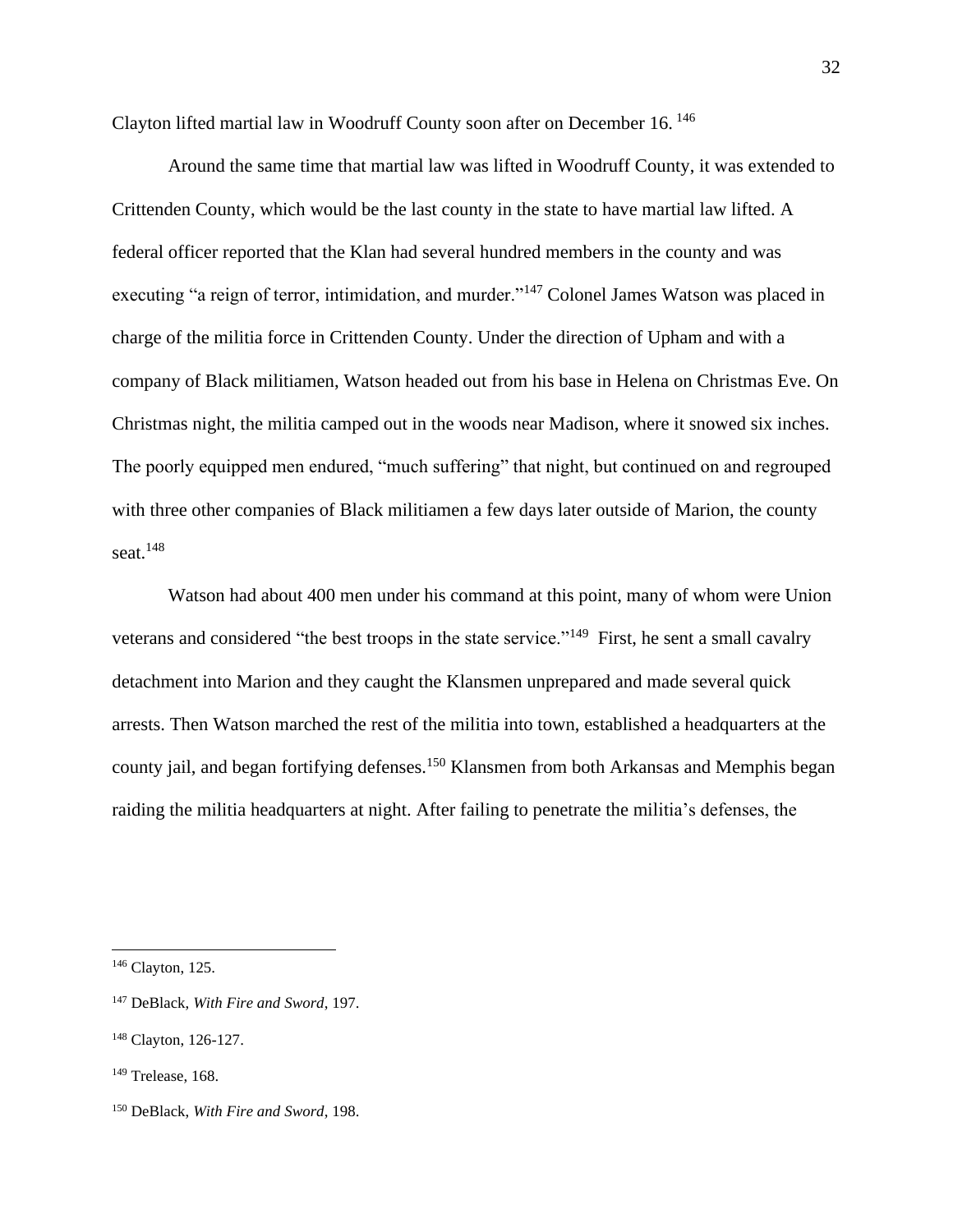Clayton lifted martial law in Woodruff County soon after on December 16. [146]

Around the same time that martial law was lifted in Woodruff County, it was extended to Crittenden County, which would be the last county in the state to have martial law lifted. A federal officer reported that the Klan had several hundred members in the county and was executing "a reign of terror, intimidation, and murder."[147] Colonel James Watson was placed in charge of the militia force in Crittenden County. Under the direction of Upham and with a company of Black militiamen, Watson headed out from his base in Helena on Christmas Eve. On Christmas night, the militia camped out in the woods near Madison, where it snowed six inches. The poorly equipped men endured, "much suffering" that night, but continued on and regrouped with three other companies of Black militiamen a few days later outside of Marion, the county seat.[148]

Watson had about 400 men under his command at this point, many of whom were Union veterans and considered "the best troops in the state service."[149] First, he sent a small cavalry detachment into Marion and they caught the Klansmen unprepared and made several quick arrests. Then Watson marched the rest of the militia into town, established a headquarters at the county jail, and began fortifying defenses.[150] Klansmen from both Arkansas and Memphis began raiding the militia headquarters at night. After failing to penetrate the militia's defenses, the

---

[146] Clayton, 125.

[147] DeBlack, *With Fire and Sword*, 197.

[148] Clayton, 126-127.

[149] Trelease, 168.

[150] DeBlack, *With Fire and Sword*, 198.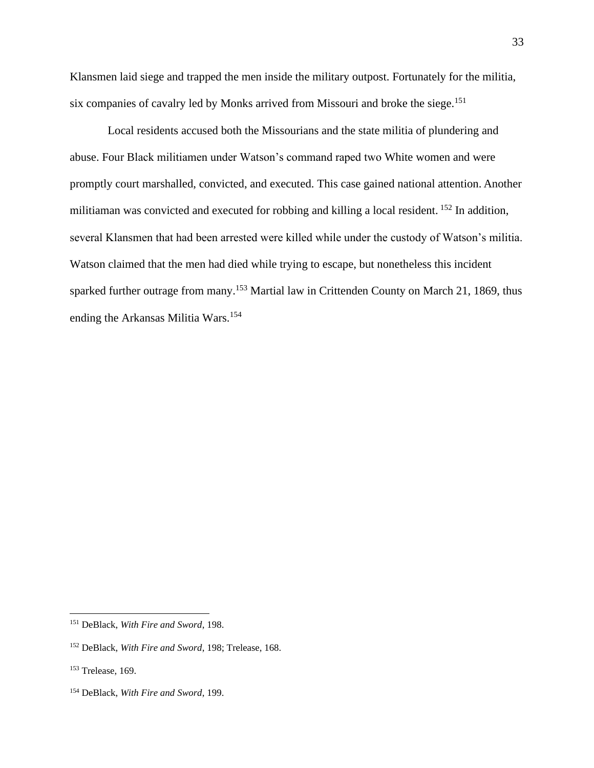Klansmen laid siege and trapped the men inside the military outpost. Fortunately for the militia, six companies of cavalry led by Monks arrived from Missouri and broke the siege.[151]

Local residents accused both the Missourians and the state militia of plundering and abuse. Four Black militiamen under Watson's command raped two White women and were promptly court marshalled, convicted, and executed. This case gained national attention. Another militiaman was convicted and executed for robbing and killing a local resident. [152] In addition, several Klansmen that had been arrested were killed while under the custody of Watson's militia. Watson claimed that the men had died while trying to escape, but nonetheless this incident sparked further outrage from many.[153] Martial law in Crittenden County on March 21, 1869, thus ending the Arkansas Militia Wars.[154]

---

[151] DeBlack, *With Fire and Sword*, 198.

[152] DeBlack, *With Fire and Sword*, 198; Trelease, 168.

[153] Trelease, 169.

[154] DeBlack, *With Fire and Sword*, 199.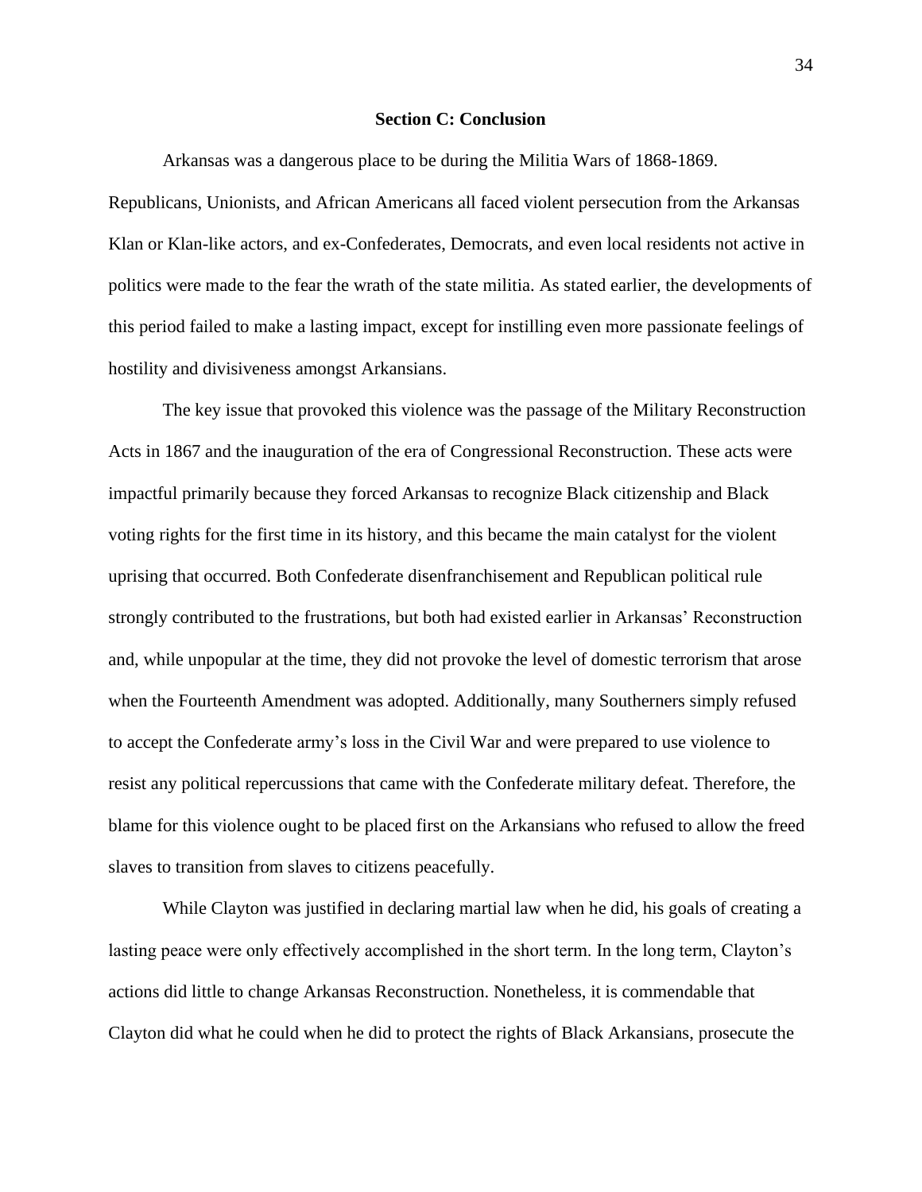**Section C: Conclusion**

Arkansas was a dangerous place to be during the Militia Wars of 1868-1869. Republicans, Unionists, and African Americans all faced violent persecution from the Arkansas Klan or Klan-like actors, and ex-Confederates, Democrats, and even local residents not active in politics were made to the fear the wrath of the state militia. As stated earlier, the developments of this period failed to make a lasting impact, except for instilling even more passionate feelings of hostility and divisiveness amongst Arkansians.

The key issue that provoked this violence was the passage of the Military Reconstruction Acts in 1867 and the inauguration of the era of Congressional Reconstruction. These acts were impactful primarily because they forced Arkansas to recognize Black citizenship and Black voting rights for the first time in its history, and this became the main catalyst for the violent uprising that occurred. Both Confederate disenfranchisement and Republican political rule strongly contributed to the frustrations, but both had existed earlier in Arkansas' Reconstruction and, while unpopular at the time, they did not provoke the level of domestic terrorism that arose when the Fourteenth Amendment was adopted. Additionally, many Southerners simply refused to accept the Confederate army's loss in the Civil War and were prepared to use violence to resist any political repercussions that came with the Confederate military defeat. Therefore, the blame for this violence ought to be placed first on the Arkansians who refused to allow the freed slaves to transition from slaves to citizens peacefully.

While Clayton was justified in declaring martial law when he did, his goals of creating a lasting peace were only effectively accomplished in the short term. In the long term, Clayton's actions did little to change Arkansas Reconstruction. Nonetheless, it is commendable that Clayton did what he could when he did to protect the rights of Black Arkansians, prosecute the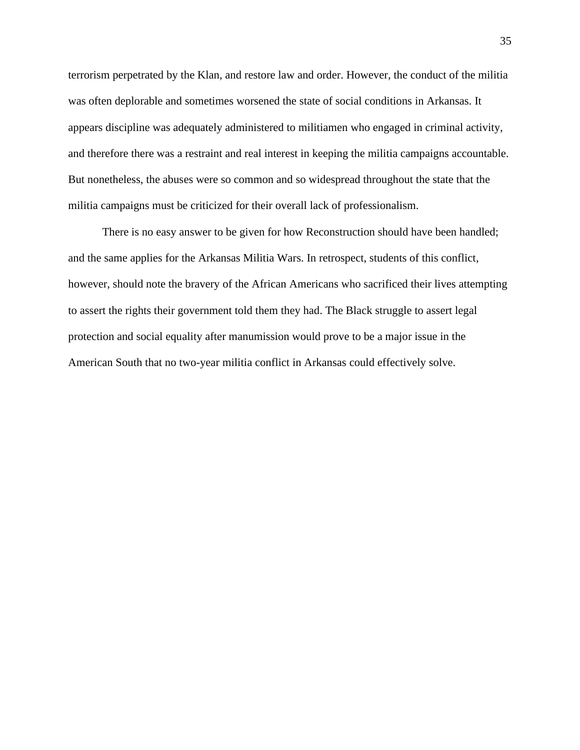terrorism perpetrated by the Klan, and restore law and order. However, the conduct of the militia was often deplorable and sometimes worsened the state of social conditions in Arkansas. It appears discipline was adequately administered to militiamen who engaged in criminal activity, and therefore there was a restraint and real interest in keeping the militia campaigns accountable. But nonetheless, the abuses were so common and so widespread throughout the state that the militia campaigns must be criticized for their overall lack of professionalism.

There is no easy answer to be given for how Reconstruction should have been handled; and the same applies for the Arkansas Militia Wars. In retrospect, students of this conflict, however, should note the bravery of the African Americans who sacrificed their lives attempting to assert the rights their government told them they had. The Black struggle to assert legal protection and social equality after manumission would prove to be a major issue in the American South that no two-year militia conflict in Arkansas could effectively solve.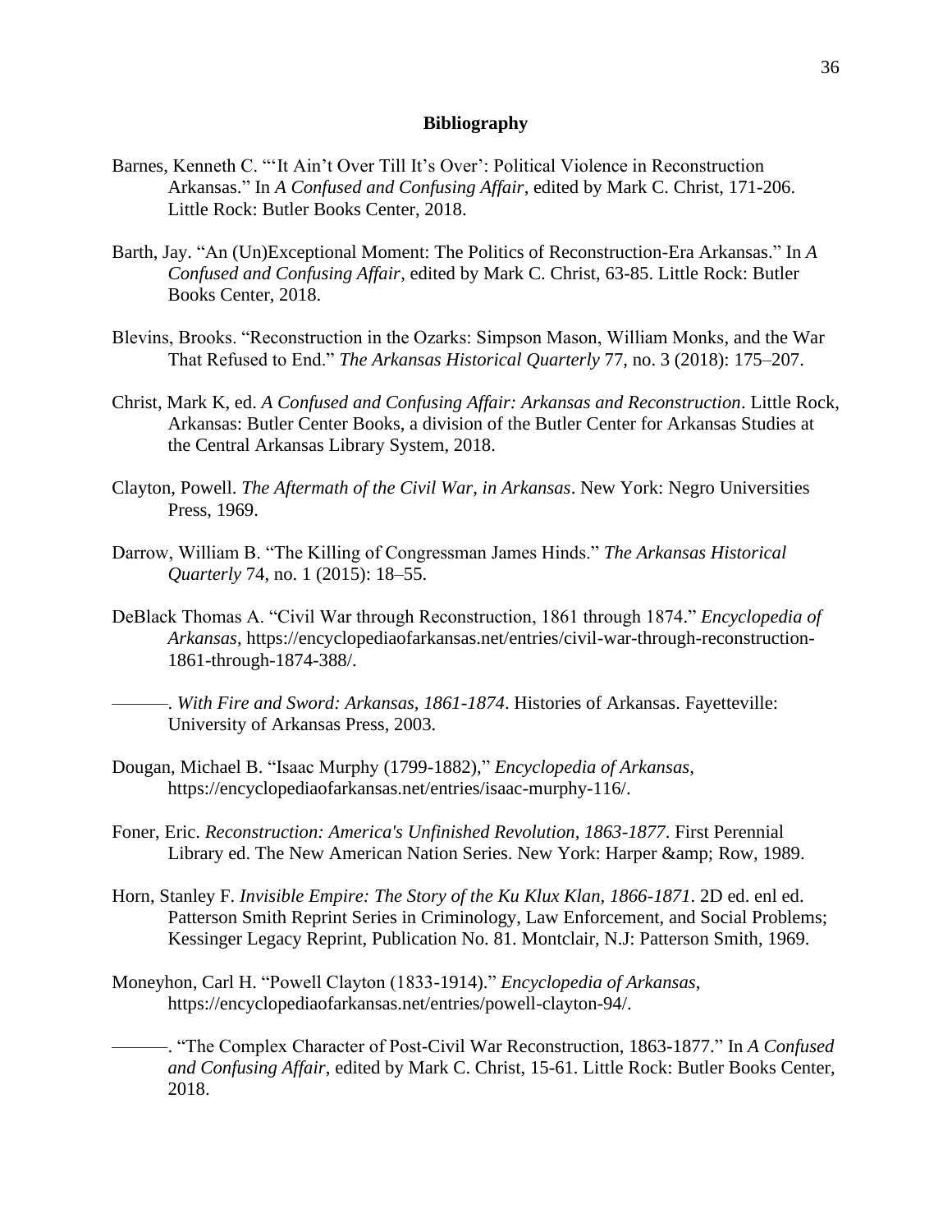## Bibliography

Barnes, Kenneth C. "'It Ain't Over Till It's Over': Political Violence in Reconstruction Arkansas." In *A Confused and Confusing Affair*, edited by Mark C. Christ, 171-206. Little Rock: Butler Books Center, 2018.

Barth, Jay. "An (Un)Exceptional Moment: The Politics of Reconstruction-Era Arkansas." In *A Confused and Confusing Affair*, edited by Mark C. Christ, 63-85. Little Rock: Butler Books Center, 2018.

Blevins, Brooks. "Reconstruction in the Ozarks: Simpson Mason, William Monks, and the War That Refused to End." *The Arkansas Historical Quarterly* 77, no. 3 (2018): 175–207.

Christ, Mark K, ed. *A Confused and Confusing Affair: Arkansas and Reconstruction*. Little Rock, Arkansas: Butler Center Books, a division of the Butler Center for Arkansas Studies at the Central Arkansas Library System, 2018.

Clayton, Powell. *The Aftermath of the Civil War, in Arkansas*. New York: Negro Universities Press, 1969.

Darrow, William B. "The Killing of Congressman James Hinds." *The Arkansas Historical Quarterly* 74, no. 1 (2015): 18–55.

DeBlack Thomas A. "Civil War through Reconstruction, 1861 through 1874." *Encyclopedia of Arkansas*, https://encyclopediaofarkansas.net/entries/civil-war-through-reconstruction-1861-through-1874-388/.

———. *With Fire and Sword: Arkansas, 1861-1874*. Histories of Arkansas. Fayetteville: University of Arkansas Press, 2003.

Dougan, Michael B. "Isaac Murphy (1799-1882)," *Encyclopedia of Arkansas*, https://encyclopediaofarkansas.net/entries/isaac-murphy-116/.

Foner, Eric. *Reconstruction: America's Unfinished Revolution, 1863-1877*. First Perennial Library ed. The New American Nation Series. New York: Harper &amp; Row, 1989.

Horn, Stanley F. *Invisible Empire: The Story of the Ku Klux Klan, 1866-1871*. 2D ed. enl ed. Patterson Smith Reprint Series in Criminology, Law Enforcement, and Social Problems; Kessinger Legacy Reprint, Publication No. 81. Montclair, N.J: Patterson Smith, 1969.

Moneyhon, Carl H. "Powell Clayton (1833-1914)." *Encyclopedia of Arkansas*, https://encyclopediaofarkansas.net/entries/powell-clayton-94/.

———. "The Complex Character of Post-Civil War Reconstruction, 1863-1877." In *A Confused and Confusing Affair*, edited by Mark C. Christ, 15-61. Little Rock: Butler Books Center, 2018.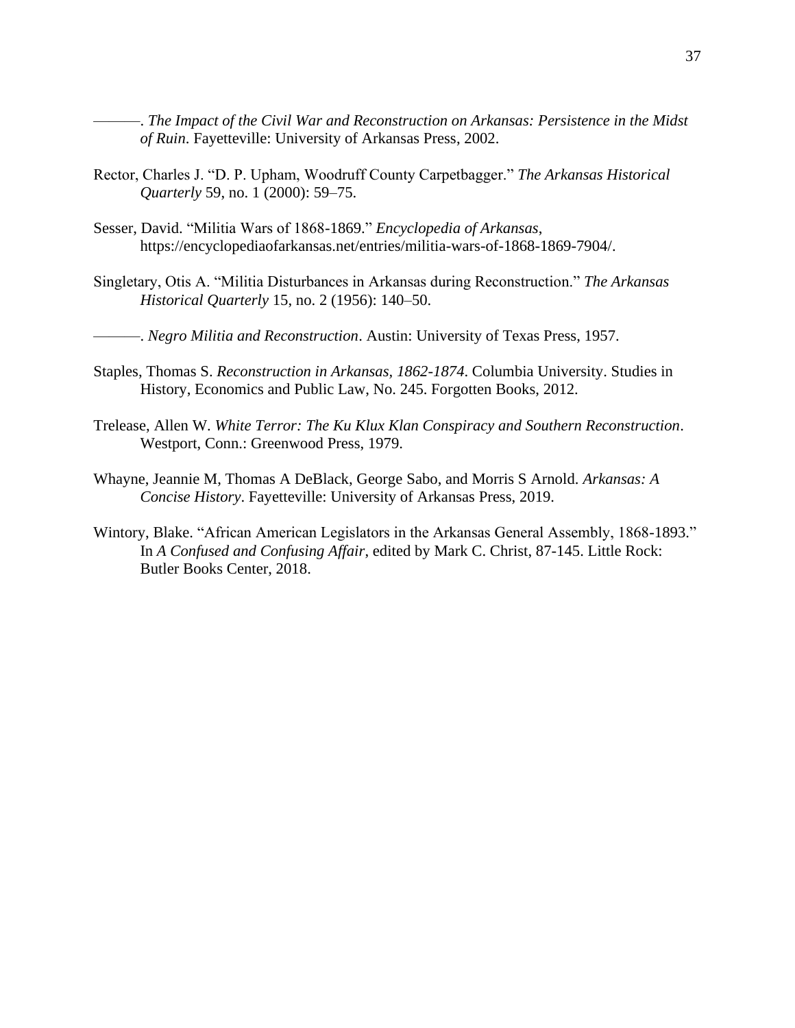———. *The Impact of the Civil War and Reconstruction on Arkansas: Persistence in the Midst of Ruin*. Fayetteville: University of Arkansas Press, 2002.

Rector, Charles J. "D. P. Upham, Woodruff County Carpetbagger." *The Arkansas Historical Quarterly* 59, no. 1 (2000): 59–75.

Sesser, David. "Militia Wars of 1868-1869." *Encyclopedia of Arkansas*, https://encyclopediaofarkansas.net/entries/militia-wars-of-1868-1869-7904/.

Singletary, Otis A. "Militia Disturbances in Arkansas during Reconstruction." *The Arkansas Historical Quarterly* 15, no. 2 (1956): 140–50.

———. *Negro Militia and Reconstruction*. Austin: University of Texas Press, 1957.

Staples, Thomas S. *Reconstruction in Arkansas, 1862-1874*. Columbia University. Studies in History, Economics and Public Law, No. 245. Forgotten Books, 2012.

Trelease, Allen W. *White Terror: The Ku Klux Klan Conspiracy and Southern Reconstruction*. Westport, Conn.: Greenwood Press, 1979.

Whayne, Jeannie M, Thomas A DeBlack, George Sabo, and Morris S Arnold. *Arkansas: A Concise History*. Fayetteville: University of Arkansas Press, 2019.

Wintory, Blake. "African American Legislators in the Arkansas General Assembly, 1868-1893." In *A Confused and Confusing Affair*, edited by Mark C. Christ, 87-145. Little Rock: Butler Books Center, 2018.